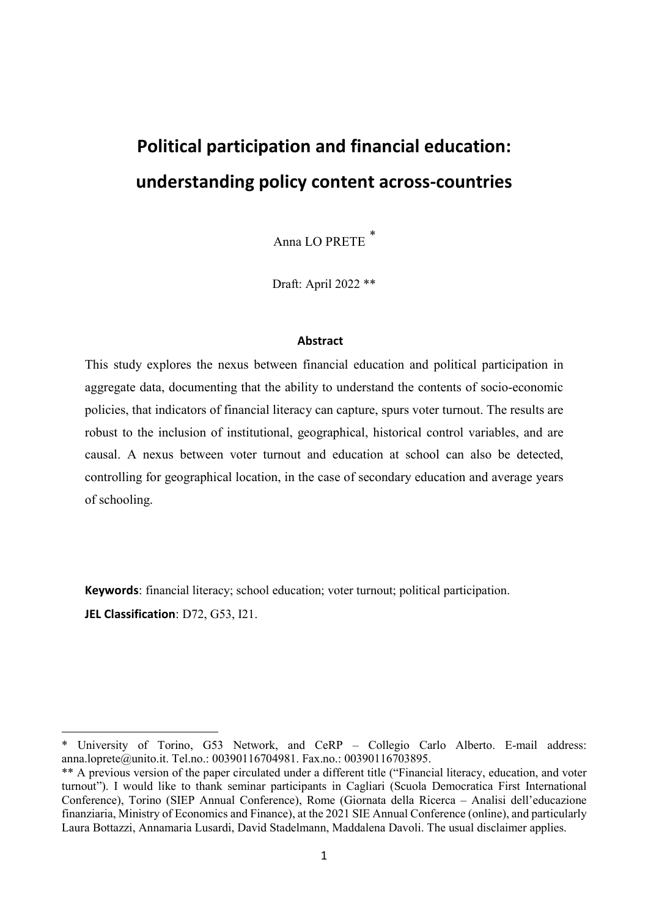# Political participation and financial education: understanding policy content across-countries

Anna LO PRETE [*]

Draft: April 2022 [**]

### Abstract

This study explores the nexus between financial education and political participation in aggregate data, documenting that the ability to understand the contents of socio-economic policies, that indicators of financial literacy can capture, spurs voter turnout. The results are robust to the inclusion of institutional, geographical, historical control variables, and are causal. A nexus between voter turnout and education at school can also be detected, controlling for geographical location, in the case of secondary education and average years of schooling.

**Keywords**: financial literacy; school education; voter turnout; political participation.

**JEL Classification**: D72, G53, I21.

---

[*] University of Torino, G53 Network, and CeRP – Collegio Carlo Alberto. E-mail address: anna.loprete@unito.it. Tel.no.: 00390116704981. Fax.no.: 00390116703895.

[**] A previous version of the paper circulated under a different title ("Financial literacy, education, and voter turnout"). I would like to thank seminar participants in Cagliari (Scuola Democratica First International Conference), Torino (SIEP Annual Conference), Rome (Giornata della Ricerca – Analisi dell'educazione finanziaria, Ministry of Economics and Finance), at the 2021 SIE Annual Conference (online), and particularly Laura Bottazzi, Annamaria Lusardi, David Stadelmann, Maddalena Davoli. The usual disclaimer applies.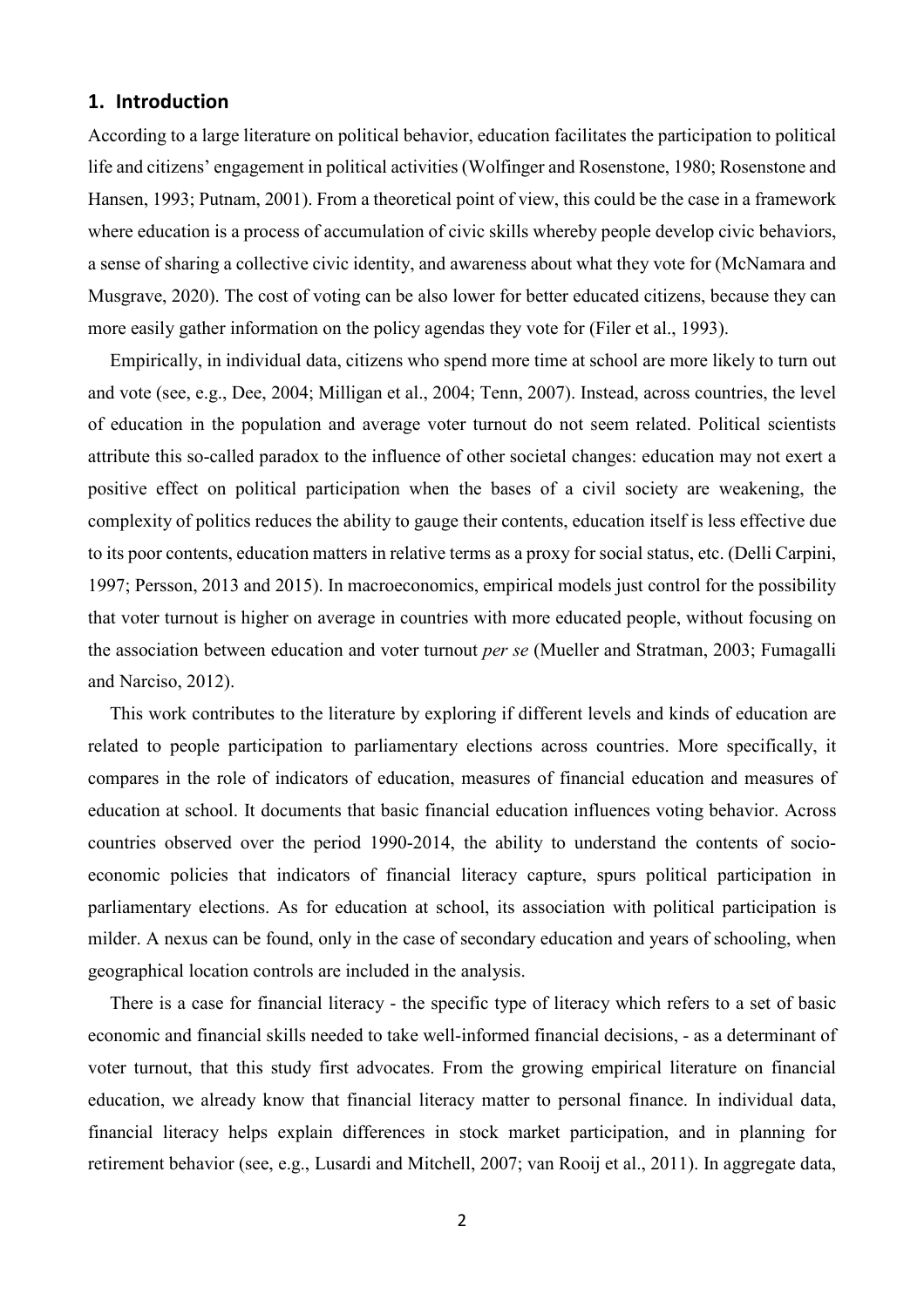## 1. Introduction

According to a large literature on political behavior, education facilitates the participation to political life and citizens' engagement in political activities (Wolfinger and Rosenstone, 1980; Rosenstone and Hansen, 1993; Putnam, 2001). From a theoretical point of view, this could be the case in a framework where education is a process of accumulation of civic skills whereby people develop civic behaviors, a sense of sharing a collective civic identity, and awareness about what they vote for (McNamara and Musgrave, 2020). The cost of voting can be also lower for better educated citizens, because they can more easily gather information on the policy agendas they vote for (Filer et al., 1993).

Empirically, in individual data, citizens who spend more time at school are more likely to turn out and vote (see, e.g., Dee, 2004; Milligan et al., 2004; Tenn, 2007). Instead, across countries, the level of education in the population and average voter turnout do not seem related. Political scientists attribute this so-called paradox to the influence of other societal changes: education may not exert a positive effect on political participation when the bases of a civil society are weakening, the complexity of politics reduces the ability to gauge their contents, education itself is less effective due to its poor contents, education matters in relative terms as a proxy for social status, etc. (Delli Carpini, 1997; Persson, 2013 and 2015). In macroeconomics, empirical models just control for the possibility that voter turnout is higher on average in countries with more educated people, without focusing on the association between education and voter turnout *per se* (Mueller and Stratman, 2003; Fumagalli and Narciso, 2012).

This work contributes to the literature by exploring if different levels and kinds of education are related to people participation to parliamentary elections across countries. More specifically, it compares in the role of indicators of education, measures of financial education and measures of education at school. It documents that basic financial education influences voting behavior. Across countries observed over the period 1990-2014, the ability to understand the contents of socio-economic policies that indicators of financial literacy capture, spurs political participation in parliamentary elections. As for education at school, its association with political participation is milder. A nexus can be found, only in the case of secondary education and years of schooling, when geographical location controls are included in the analysis.

There is a case for financial literacy - the specific type of literacy which refers to a set of basic economic and financial skills needed to take well-informed financial decisions, - as a determinant of voter turnout, that this study first advocates. From the growing empirical literature on financial education, we already know that financial literacy matter to personal finance. In individual data, financial literacy helps explain differences in stock market participation, and in planning for retirement behavior (see, e.g., Lusardi and Mitchell, 2007; van Rooij et al., 2011). In aggregate data,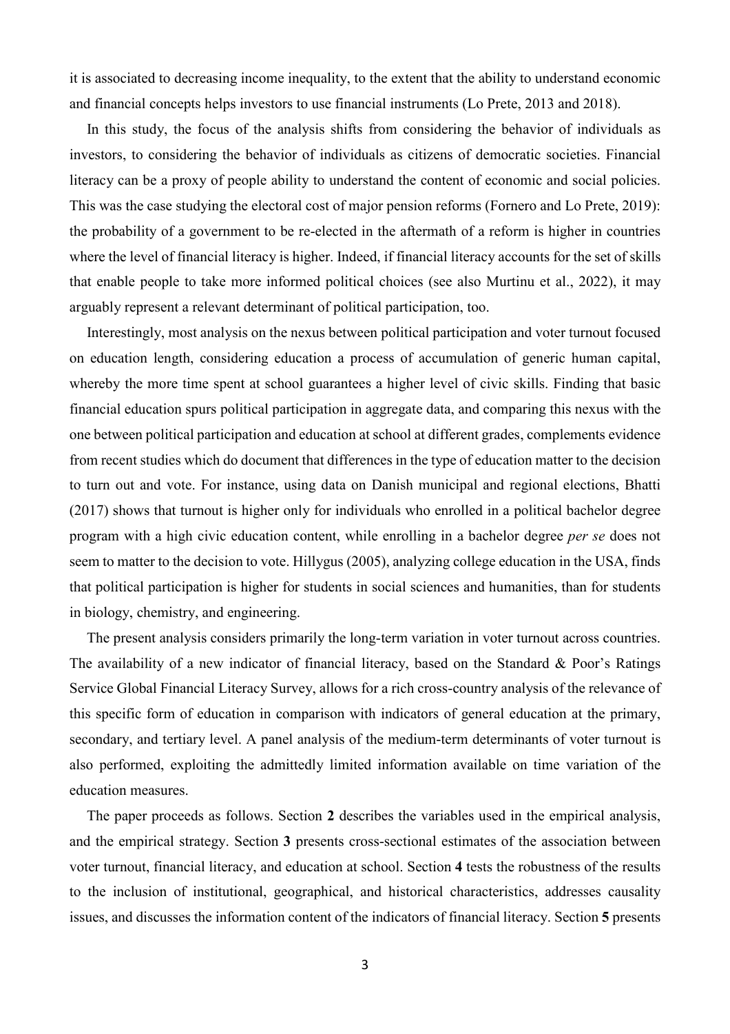it is associated to decreasing income inequality, to the extent that the ability to understand economic and financial concepts helps investors to use financial instruments (Lo Prete, 2013 and 2018).

In this study, the focus of the analysis shifts from considering the behavior of individuals as investors, to considering the behavior of individuals as citizens of democratic societies. Financial literacy can be a proxy of people ability to understand the content of economic and social policies. This was the case studying the electoral cost of major pension reforms (Fornero and Lo Prete, 2019): the probability of a government to be re-elected in the aftermath of a reform is higher in countries where the level of financial literacy is higher. Indeed, if financial literacy accounts for the set of skills that enable people to take more informed political choices (see also Murtinu et al., 2022), it may arguably represent a relevant determinant of political participation, too.

Interestingly, most analysis on the nexus between political participation and voter turnout focused on education length, considering education a process of accumulation of generic human capital, whereby the more time spent at school guarantees a higher level of civic skills. Finding that basic financial education spurs political participation in aggregate data, and comparing this nexus with the one between political participation and education at school at different grades, complements evidence from recent studies which do document that differences in the type of education matter to the decision to turn out and vote. For instance, using data on Danish municipal and regional elections, Bhatti (2017) shows that turnout is higher only for individuals who enrolled in a political bachelor degree program with a high civic education content, while enrolling in a bachelor degree *per se* does not seem to matter to the decision to vote. Hillygus (2005), analyzing college education in the USA, finds that political participation is higher for students in social sciences and humanities, than for students in biology, chemistry, and engineering.

The present analysis considers primarily the long-term variation in voter turnout across countries. The availability of a new indicator of financial literacy, based on the Standard & Poor's Ratings Service Global Financial Literacy Survey, allows for a rich cross-country analysis of the relevance of this specific form of education in comparison with indicators of general education at the primary, secondary, and tertiary level. A panel analysis of the medium-term determinants of voter turnout is also performed, exploiting the admittedly limited information available on time variation of the education measures.

The paper proceeds as follows. Section **2** describes the variables used in the empirical analysis, and the empirical strategy. Section **3** presents cross-sectional estimates of the association between voter turnout, financial literacy, and education at school. Section **4** tests the robustness of the results to the inclusion of institutional, geographical, and historical characteristics, addresses causality issues, and discusses the information content of the indicators of financial literacy. Section **5** presents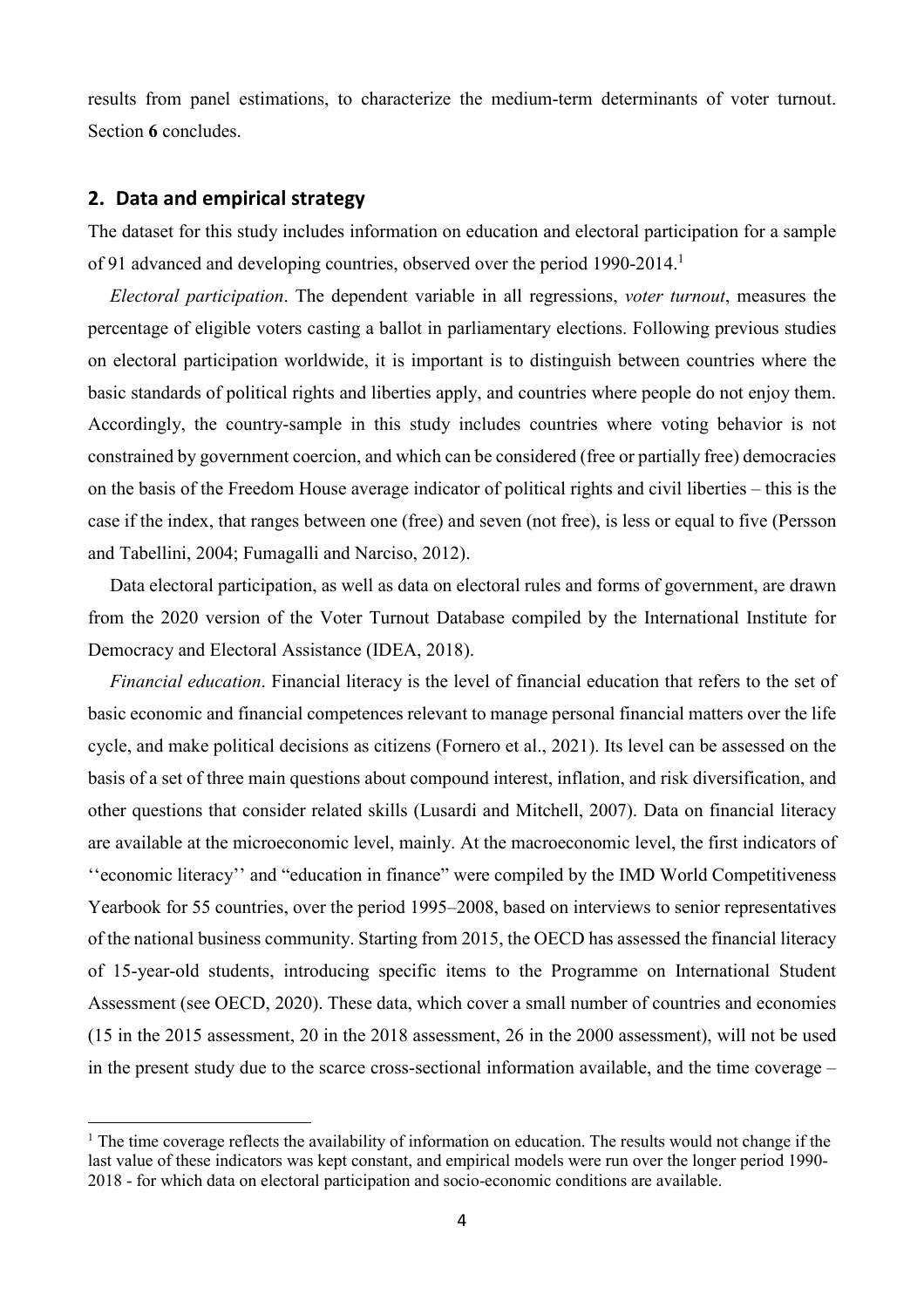results from panel estimations, to characterize the medium-term determinants of voter turnout. Section **6** concludes.

## 2. Data and empirical strategy

The dataset for this study includes information on education and electoral participation for a sample of 91 advanced and developing countries, observed over the period 1990-2014.[1]

*Electoral participation*. The dependent variable in all regressions, *voter turnout*, measures the percentage of eligible voters casting a ballot in parliamentary elections. Following previous studies on electoral participation worldwide, it is important is to distinguish between countries where the basic standards of political rights and liberties apply, and countries where people do not enjoy them. Accordingly, the country-sample in this study includes countries where voting behavior is not constrained by government coercion, and which can be considered (free or partially free) democracies on the basis of the Freedom House average indicator of political rights and civil liberties – this is the case if the index, that ranges between one (free) and seven (not free), is less or equal to five (Persson and Tabellini, 2004; Fumagalli and Narciso, 2012).

Data electoral participation, as well as data on electoral rules and forms of government, are drawn from the 2020 version of the Voter Turnout Database compiled by the International Institute for Democracy and Electoral Assistance (IDEA, 2018).

*Financial education*. Financial literacy is the level of financial education that refers to the set of basic economic and financial competences relevant to manage personal financial matters over the life cycle, and make political decisions as citizens (Fornero et al., 2021). Its level can be assessed on the basis of a set of three main questions about compound interest, inflation, and risk diversification, and other questions that consider related skills (Lusardi and Mitchell, 2007). Data on financial literacy are available at the microeconomic level, mainly. At the macroeconomic level, the first indicators of ''economic literacy'' and "education in finance" were compiled by the IMD World Competitiveness Yearbook for 55 countries, over the period 1995–2008, based on interviews to senior representatives of the national business community. Starting from 2015, the OECD has assessed the financial literacy of 15-year-old students, introducing specific items to the Programme on International Student Assessment (see OECD, 2020). These data, which cover a small number of countries and economies (15 in the 2015 assessment, 20 in the 2018 assessment, 26 in the 2000 assessment), will not be used in the present study due to the scarce cross-sectional information available, and the time coverage –

[1] The time coverage reflects the availability of information on education. The results would not change if the last value of these indicators was kept constant, and empirical models were run over the longer period 1990-2018 - for which data on electoral participation and socio-economic conditions are available.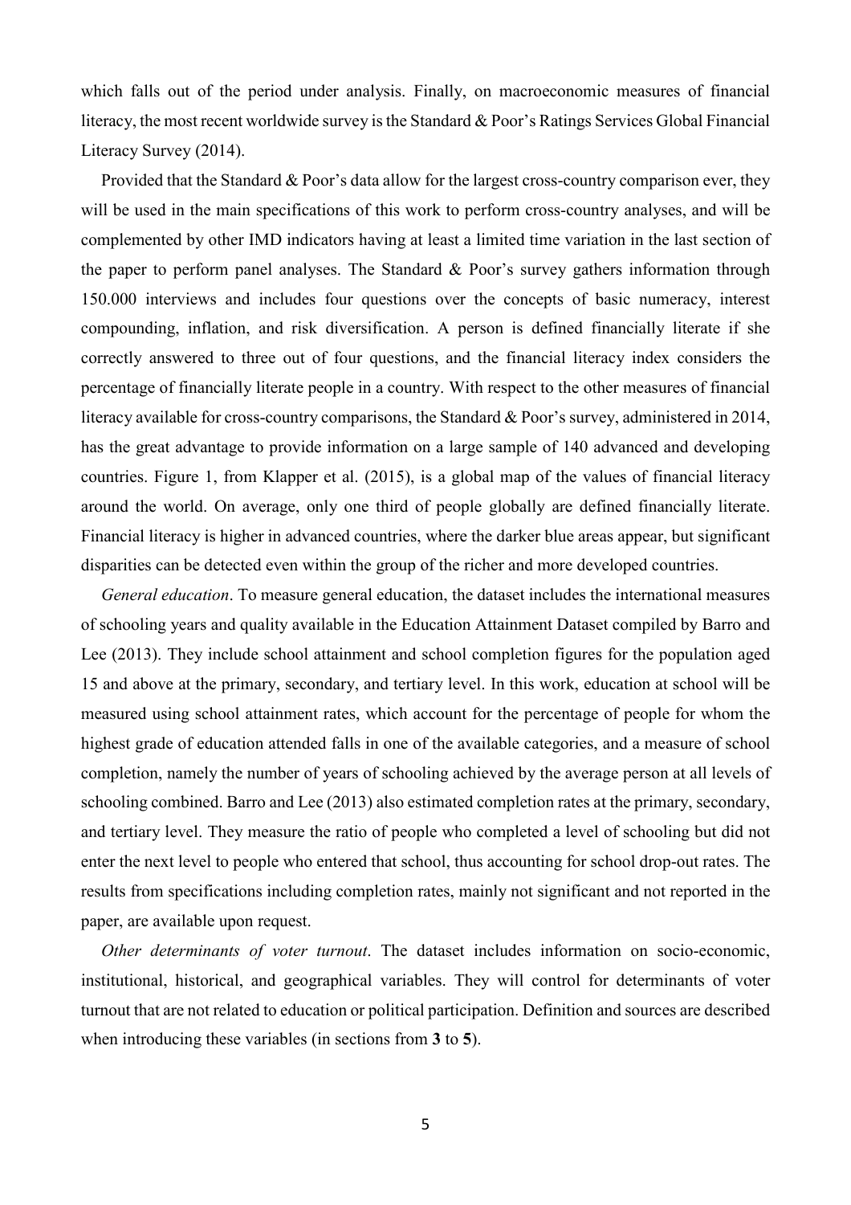which falls out of the period under analysis. Finally, on macroeconomic measures of financial literacy, the most recent worldwide survey is the Standard & Poor's Ratings Services Global Financial Literacy Survey (2014).

Provided that the Standard & Poor's data allow for the largest cross-country comparison ever, they will be used in the main specifications of this work to perform cross-country analyses, and will be complemented by other IMD indicators having at least a limited time variation in the last section of the paper to perform panel analyses. The Standard & Poor's survey gathers information through 150.000 interviews and includes four questions over the concepts of basic numeracy, interest compounding, inflation, and risk diversification. A person is defined financially literate if she correctly answered to three out of four questions, and the financial literacy index considers the percentage of financially literate people in a country. With respect to the other measures of financial literacy available for cross-country comparisons, the Standard & Poor's survey, administered in 2014, has the great advantage to provide information on a large sample of 140 advanced and developing countries. Figure 1, from Klapper et al. (2015), is a global map of the values of financial literacy around the world. On average, only one third of people globally are defined financially literate. Financial literacy is higher in advanced countries, where the darker blue areas appear, but significant disparities can be detected even within the group of the richer and more developed countries.

*General education*. To measure general education, the dataset includes the international measures of schooling years and quality available in the Education Attainment Dataset compiled by Barro and Lee (2013). They include school attainment and school completion figures for the population aged 15 and above at the primary, secondary, and tertiary level. In this work, education at school will be measured using school attainment rates, which account for the percentage of people for whom the highest grade of education attended falls in one of the available categories, and a measure of school completion, namely the number of years of schooling achieved by the average person at all levels of schooling combined. Barro and Lee (2013) also estimated completion rates at the primary, secondary, and tertiary level. They measure the ratio of people who completed a level of schooling but did not enter the next level to people who entered that school, thus accounting for school drop-out rates. The results from specifications including completion rates, mainly not significant and not reported in the paper, are available upon request.

*Other determinants of voter turnout*. The dataset includes information on socio-economic, institutional, historical, and geographical variables. They will control for determinants of voter turnout that are not related to education or political participation. Definition and sources are described when introducing these variables (in sections from **3** to **5**).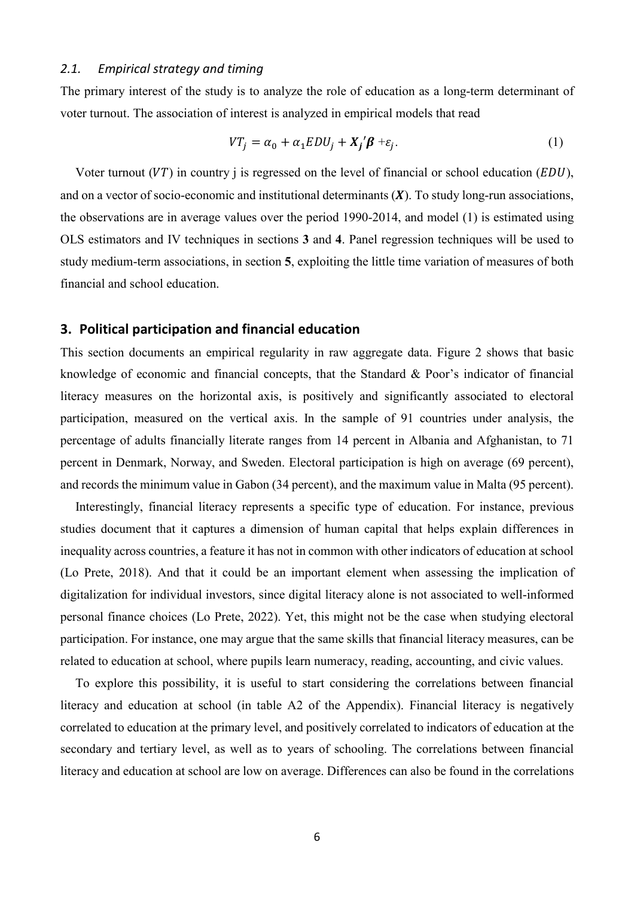### *2.1. Empirical strategy and timing*

The primary interest of the study is to analyze the role of education as a long-term determinant of voter turnout. The association of interest is analyzed in empirical models that read

$$VT_j = \alpha_0 + \alpha_1 EDU_j + \boldsymbol{X_j}'\boldsymbol{\beta} + \varepsilon_j. \tag{1}$$

Voter turnout ($VT$) in country j is regressed on the level of financial or school education ($EDU$), and on a vector of socio-economic and institutional determinants ($\boldsymbol{X}$). To study long-run associations, the observations are in average values over the period 1990-2014, and model (1) is estimated using OLS estimators and IV techniques in sections **3** and **4**. Panel regression techniques will be used to study medium-term associations, in section **5**, exploiting the little time variation of measures of both financial and school education.

## 3. Political participation and financial education

This section documents an empirical regularity in raw aggregate data. Figure 2 shows that basic knowledge of economic and financial concepts, that the Standard & Poor's indicator of financial literacy measures on the horizontal axis, is positively and significantly associated to electoral participation, measured on the vertical axis. In the sample of 91 countries under analysis, the percentage of adults financially literate ranges from 14 percent in Albania and Afghanistan, to 71 percent in Denmark, Norway, and Sweden. Electoral participation is high on average (69 percent), and records the minimum value in Gabon (34 percent), and the maximum value in Malta (95 percent).

Interestingly, financial literacy represents a specific type of education. For instance, previous studies document that it captures a dimension of human capital that helps explain differences in inequality across countries, a feature it has not in common with other indicators of education at school (Lo Prete, 2018). And that it could be an important element when assessing the implication of digitalization for individual investors, since digital literacy alone is not associated to well-informed personal finance choices (Lo Prete, 2022). Yet, this might not be the case when studying electoral participation. For instance, one may argue that the same skills that financial literacy measures, can be related to education at school, where pupils learn numeracy, reading, accounting, and civic values.

To explore this possibility, it is useful to start considering the correlations between financial literacy and education at school (in table A2 of the Appendix). Financial literacy is negatively correlated to education at the primary level, and positively correlated to indicators of education at the secondary and tertiary level, as well as to years of schooling. The correlations between financial literacy and education at school are low on average. Differences can also be found in the correlations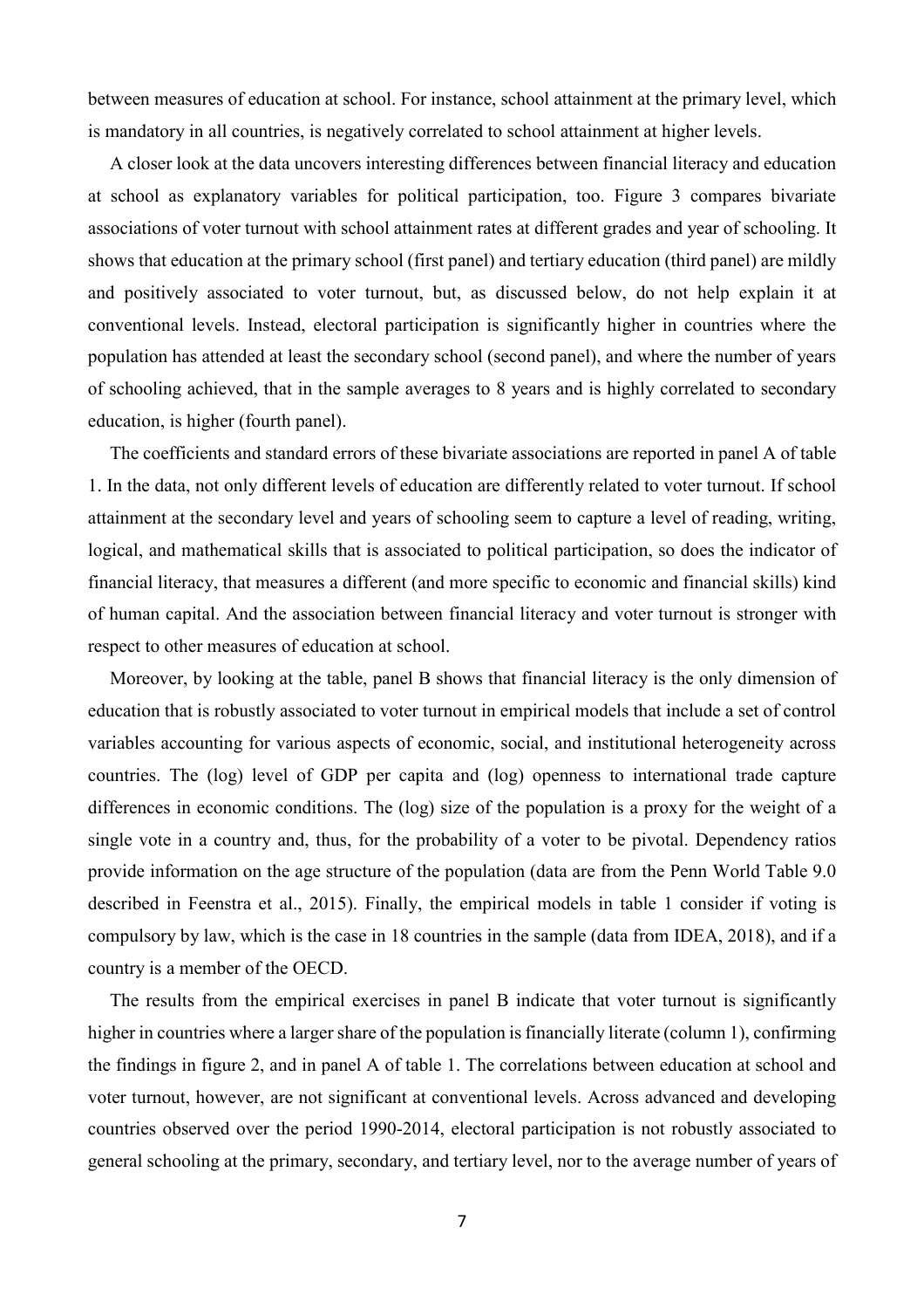between measures of education at school. For instance, school attainment at the primary level, which is mandatory in all countries, is negatively correlated to school attainment at higher levels.

A closer look at the data uncovers interesting differences between financial literacy and education at school as explanatory variables for political participation, too. Figure 3 compares bivariate associations of voter turnout with school attainment rates at different grades and year of schooling. It shows that education at the primary school (first panel) and tertiary education (third panel) are mildly and positively associated to voter turnout, but, as discussed below, do not help explain it at conventional levels. Instead, electoral participation is significantly higher in countries where the population has attended at least the secondary school (second panel), and where the number of years of schooling achieved, that in the sample averages to 8 years and is highly correlated to secondary education, is higher (fourth panel).

The coefficients and standard errors of these bivariate associations are reported in panel A of table 1. In the data, not only different levels of education are differently related to voter turnout. If school attainment at the secondary level and years of schooling seem to capture a level of reading, writing, logical, and mathematical skills that is associated to political participation, so does the indicator of financial literacy, that measures a different (and more specific to economic and financial skills) kind of human capital. And the association between financial literacy and voter turnout is stronger with respect to other measures of education at school.

Moreover, by looking at the table, panel B shows that financial literacy is the only dimension of education that is robustly associated to voter turnout in empirical models that include a set of control variables accounting for various aspects of economic, social, and institutional heterogeneity across countries. The (log) level of GDP per capita and (log) openness to international trade capture differences in economic conditions. The (log) size of the population is a proxy for the weight of a single vote in a country and, thus, for the probability of a voter to be pivotal. Dependency ratios provide information on the age structure of the population (data are from the Penn World Table 9.0 described in Feenstra et al., 2015). Finally, the empirical models in table 1 consider if voting is compulsory by law, which is the case in 18 countries in the sample (data from IDEA, 2018), and if a country is a member of the OECD.

The results from the empirical exercises in panel B indicate that voter turnout is significantly higher in countries where a larger share of the population is financially literate (column 1), confirming the findings in figure 2, and in panel A of table 1. The correlations between education at school and voter turnout, however, are not significant at conventional levels. Across advanced and developing countries observed over the period 1990-2014, electoral participation is not robustly associated to general schooling at the primary, secondary, and tertiary level, nor to the average number of years of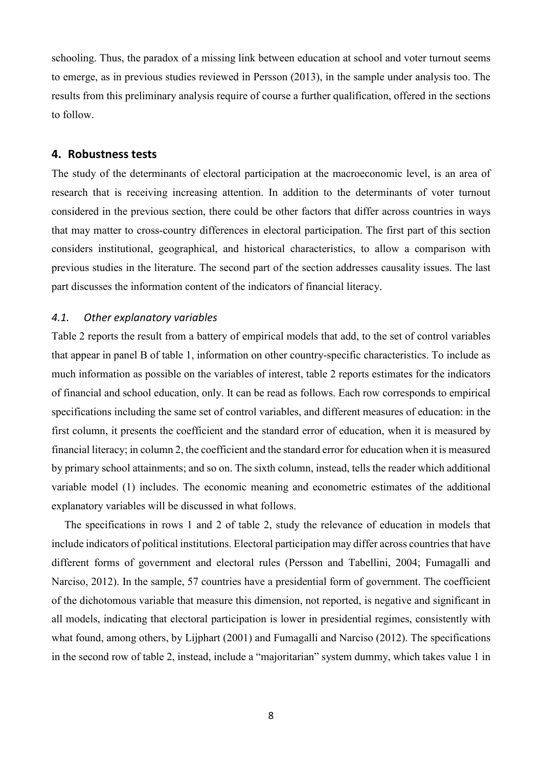schooling. Thus, the paradox of a missing link between education at school and voter turnout seems to emerge, as in previous studies reviewed in Persson (2013), in the sample under analysis too. The results from this preliminary analysis require of course a further qualification, offered in the sections to follow.

## 4. Robustness tests

The study of the determinants of electoral participation at the macroeconomic level, is an area of research that is receiving increasing attention. In addition to the determinants of voter turnout considered in the previous section, there could be other factors that differ across countries in ways that may matter to cross-country differences in electoral participation. The first part of this section considers institutional, geographical, and historical characteristics, to allow a comparison with previous studies in the literature. The second part of the section addresses causality issues. The last part discusses the information content of the indicators of financial literacy.

### *4.1. Other explanatory variables*

Table 2 reports the result from a battery of empirical models that add, to the set of control variables that appear in panel B of table 1, information on other country-specific characteristics. To include as much information as possible on the variables of interest, table 2 reports estimates for the indicators of financial and school education, only. It can be read as follows. Each row corresponds to empirical specifications including the same set of control variables, and different measures of education: in the first column, it presents the coefficient and the standard error of education, when it is measured by financial literacy; in column 2, the coefficient and the standard error for education when it is measured by primary school attainments; and so on. The sixth column, instead, tells the reader which additional variable model (1) includes. The economic meaning and econometric estimates of the additional explanatory variables will be discussed in what follows.

The specifications in rows 1 and 2 of table 2, study the relevance of education in models that include indicators of political institutions. Electoral participation may differ across countries that have different forms of government and electoral rules (Persson and Tabellini, 2004; Fumagalli and Narciso, 2012). In the sample, 57 countries have a presidential form of government. The coefficient of the dichotomous variable that measure this dimension, not reported, is negative and significant in all models, indicating that electoral participation is lower in presidential regimes, consistently with what found, among others, by Lijphart (2001) and Fumagalli and Narciso (2012). The specifications in the second row of table 2, instead, include a "majoritarian" system dummy, which takes value 1 in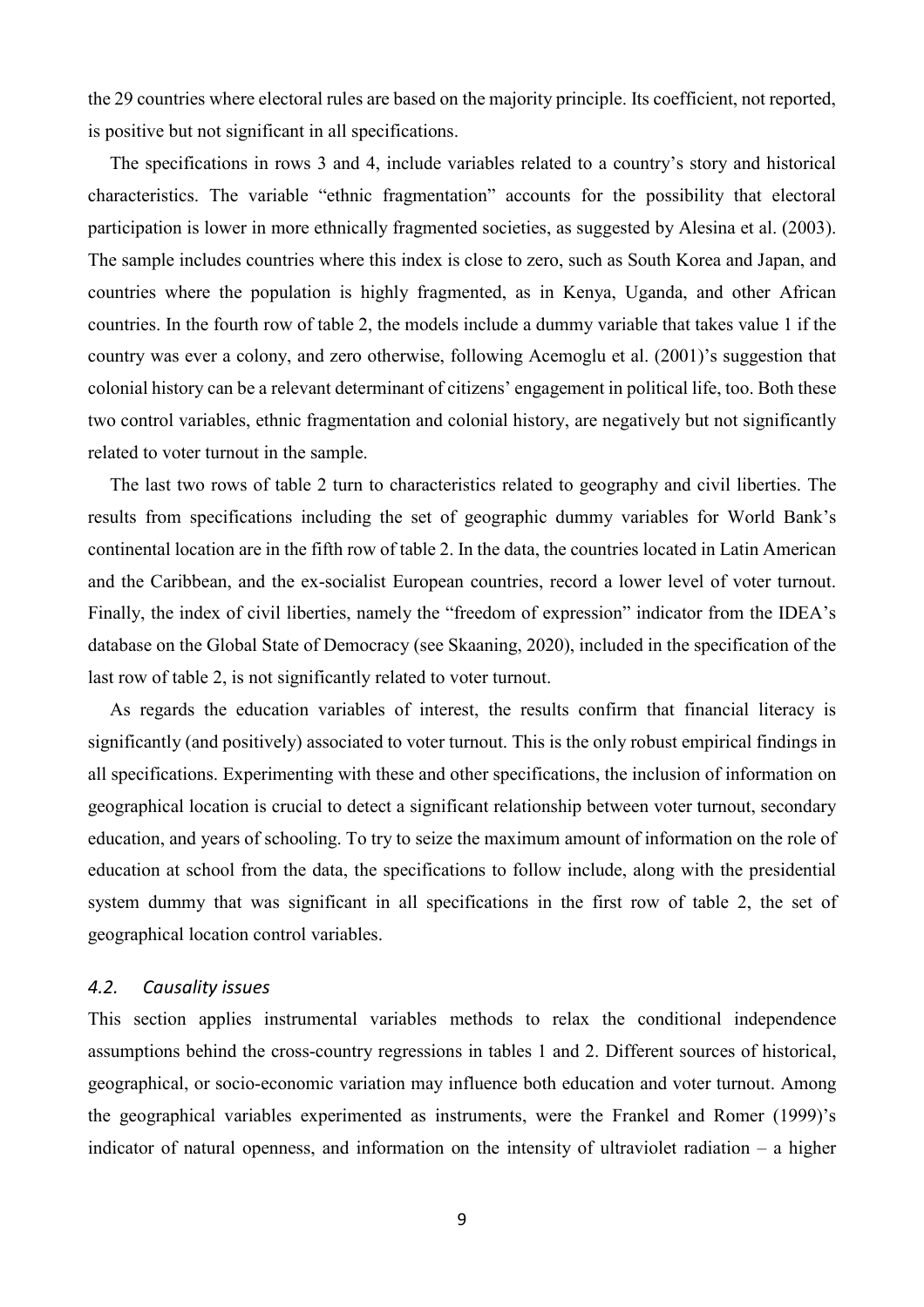the 29 countries where electoral rules are based on the majority principle. Its coefficient, not reported, is positive but not significant in all specifications.

The specifications in rows 3 and 4, include variables related to a country's story and historical characteristics. The variable "ethnic fragmentation" accounts for the possibility that electoral participation is lower in more ethnically fragmented societies, as suggested by Alesina et al. (2003). The sample includes countries where this index is close to zero, such as South Korea and Japan, and countries where the population is highly fragmented, as in Kenya, Uganda, and other African countries. In the fourth row of table 2, the models include a dummy variable that takes value 1 if the country was ever a colony, and zero otherwise, following Acemoglu et al. (2001)'s suggestion that colonial history can be a relevant determinant of citizens' engagement in political life, too. Both these two control variables, ethnic fragmentation and colonial history, are negatively but not significantly related to voter turnout in the sample.

The last two rows of table 2 turn to characteristics related to geography and civil liberties. The results from specifications including the set of geographic dummy variables for World Bank's continental location are in the fifth row of table 2. In the data, the countries located in Latin American and the Caribbean, and the ex-socialist European countries, record a lower level of voter turnout. Finally, the index of civil liberties, namely the "freedom of expression" indicator from the IDEA's database on the Global State of Democracy (see Skaaning, 2020), included in the specification of the last row of table 2, is not significantly related to voter turnout.

As regards the education variables of interest, the results confirm that financial literacy is significantly (and positively) associated to voter turnout. This is the only robust empirical findings in all specifications. Experimenting with these and other specifications, the inclusion of information on geographical location is crucial to detect a significant relationship between voter turnout, secondary education, and years of schooling. To try to seize the maximum amount of information on the role of education at school from the data, the specifications to follow include, along with the presidential system dummy that was significant in all specifications in the first row of table 2, the set of geographical location control variables.

### *4.2. Causality issues*

This section applies instrumental variables methods to relax the conditional independence assumptions behind the cross-country regressions in tables 1 and 2. Different sources of historical, geographical, or socio-economic variation may influence both education and voter turnout. Among the geographical variables experimented as instruments, were the Frankel and Romer (1999)'s indicator of natural openness, and information on the intensity of ultraviolet radiation – a higher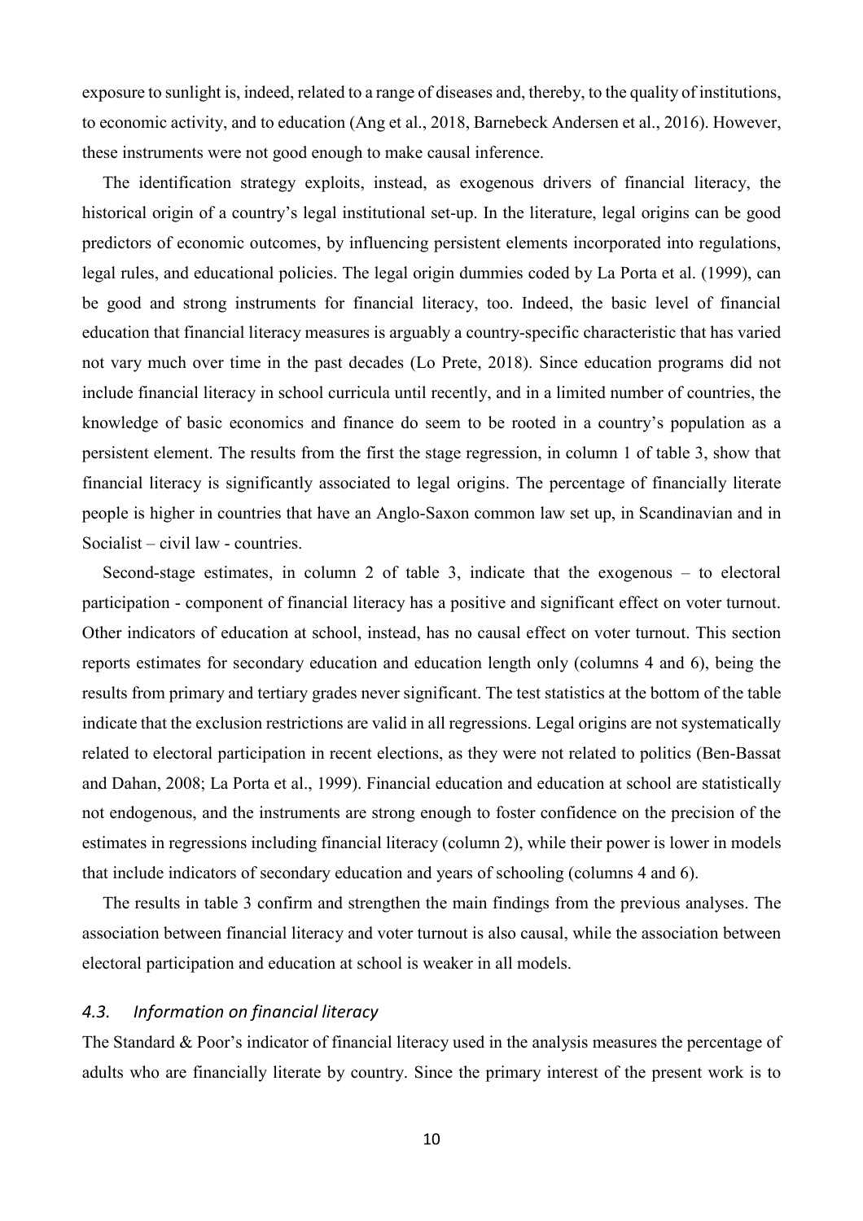exposure to sunlight is, indeed, related to a range of diseases and, thereby, to the quality of institutions, to economic activity, and to education (Ang et al., 2018, Barnebeck Andersen et al., 2016). However, these instruments were not good enough to make causal inference.

The identification strategy exploits, instead, as exogenous drivers of financial literacy, the historical origin of a country's legal institutional set-up. In the literature, legal origins can be good predictors of economic outcomes, by influencing persistent elements incorporated into regulations, legal rules, and educational policies. The legal origin dummies coded by La Porta et al. (1999), can be good and strong instruments for financial literacy, too. Indeed, the basic level of financial education that financial literacy measures is arguably a country-specific characteristic that has varied not vary much over time in the past decades (Lo Prete, 2018). Since education programs did not include financial literacy in school curricula until recently, and in a limited number of countries, the knowledge of basic economics and finance do seem to be rooted in a country's population as a persistent element. The results from the first the stage regression, in column 1 of table 3, show that financial literacy is significantly associated to legal origins. The percentage of financially literate people is higher in countries that have an Anglo-Saxon common law set up, in Scandinavian and in Socialist – civil law - countries.

Second-stage estimates, in column 2 of table 3, indicate that the exogenous – to electoral participation - component of financial literacy has a positive and significant effect on voter turnout. Other indicators of education at school, instead, has no causal effect on voter turnout. This section reports estimates for secondary education and education length only (columns 4 and 6), being the results from primary and tertiary grades never significant. The test statistics at the bottom of the table indicate that the exclusion restrictions are valid in all regressions. Legal origins are not systematically related to electoral participation in recent elections, as they were not related to politics (Ben-Bassat and Dahan, 2008; La Porta et al., 1999). Financial education and education at school are statistically not endogenous, and the instruments are strong enough to foster confidence on the precision of the estimates in regressions including financial literacy (column 2), while their power is lower in models that include indicators of secondary education and years of schooling (columns 4 and 6).

The results in table 3 confirm and strengthen the main findings from the previous analyses. The association between financial literacy and voter turnout is also causal, while the association between electoral participation and education at school is weaker in all models.

### *4.3. Information on financial literacy*

The Standard & Poor's indicator of financial literacy used in the analysis measures the percentage of adults who are financially literate by country. Since the primary interest of the present work is to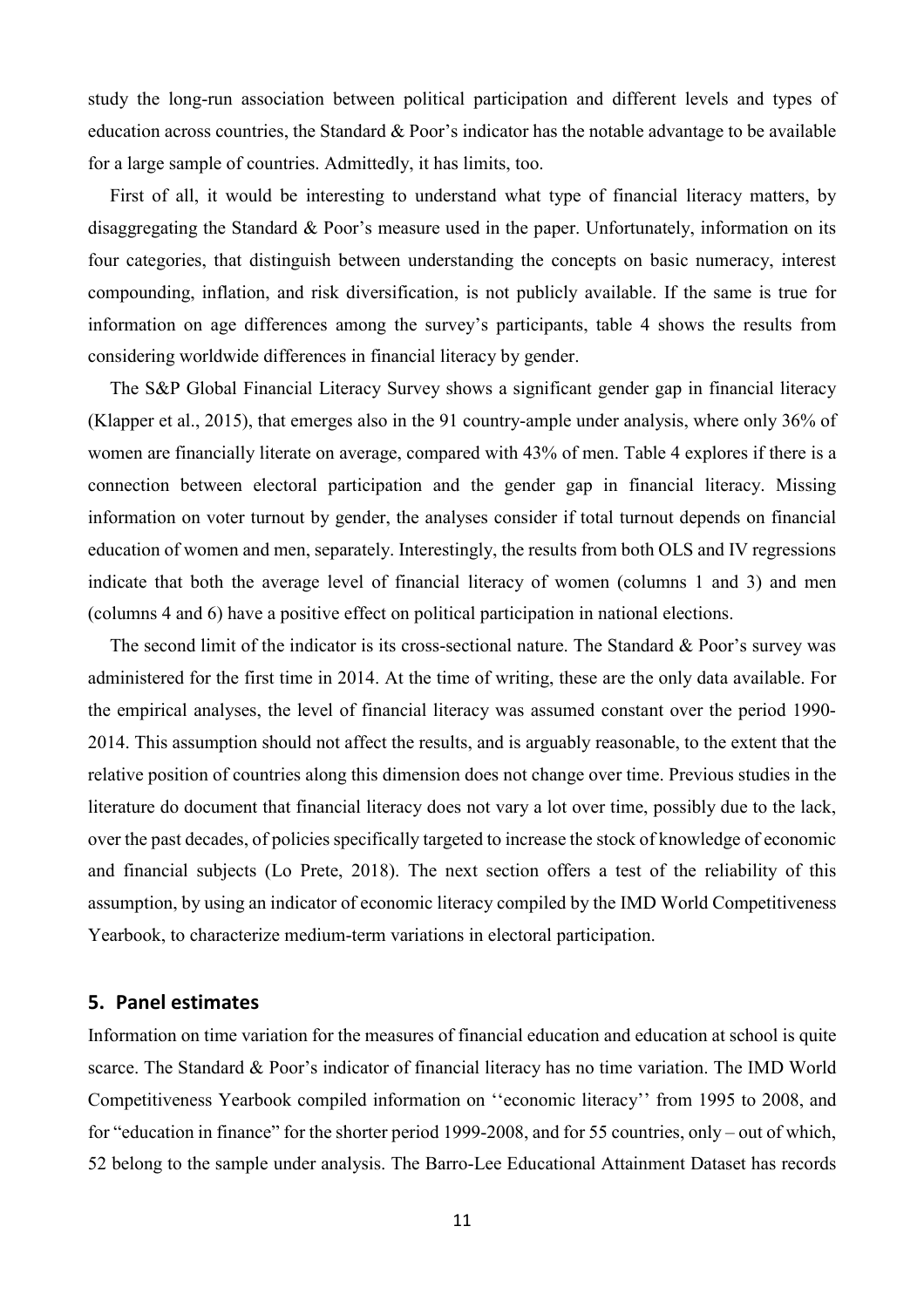study the long-run association between political participation and different levels and types of education across countries, the Standard & Poor's indicator has the notable advantage to be available for a large sample of countries. Admittedly, it has limits, too.

First of all, it would be interesting to understand what type of financial literacy matters, by disaggregating the Standard & Poor's measure used in the paper. Unfortunately, information on its four categories, that distinguish between understanding the concepts on basic numeracy, interest compounding, inflation, and risk diversification, is not publicly available. If the same is true for information on age differences among the survey's participants, table 4 shows the results from considering worldwide differences in financial literacy by gender.

The S&P Global Financial Literacy Survey shows a significant gender gap in financial literacy (Klapper et al., 2015), that emerges also in the 91 country-ample under analysis, where only 36% of women are financially literate on average, compared with 43% of men. Table 4 explores if there is a connection between electoral participation and the gender gap in financial literacy. Missing information on voter turnout by gender, the analyses consider if total turnout depends on financial education of women and men, separately. Interestingly, the results from both OLS and IV regressions indicate that both the average level of financial literacy of women (columns 1 and 3) and men (columns 4 and 6) have a positive effect on political participation in national elections.

The second limit of the indicator is its cross-sectional nature. The Standard & Poor's survey was administered for the first time in 2014. At the time of writing, these are the only data available. For the empirical analyses, the level of financial literacy was assumed constant over the period 1990-2014. This assumption should not affect the results, and is arguably reasonable, to the extent that the relative position of countries along this dimension does not change over time. Previous studies in the literature do document that financial literacy does not vary a lot over time, possibly due to the lack, over the past decades, of policies specifically targeted to increase the stock of knowledge of economic and financial subjects (Lo Prete, 2018). The next section offers a test of the reliability of this assumption, by using an indicator of economic literacy compiled by the IMD World Competitiveness Yearbook, to characterize medium-term variations in electoral participation.

## 5. Panel estimates

Information on time variation for the measures of financial education and education at school is quite scarce. The Standard & Poor's indicator of financial literacy has no time variation. The IMD World Competitiveness Yearbook compiled information on ''economic literacy'' from 1995 to 2008, and for "education in finance" for the shorter period 1999-2008, and for 55 countries, only – out of which, 52 belong to the sample under analysis. The Barro-Lee Educational Attainment Dataset has records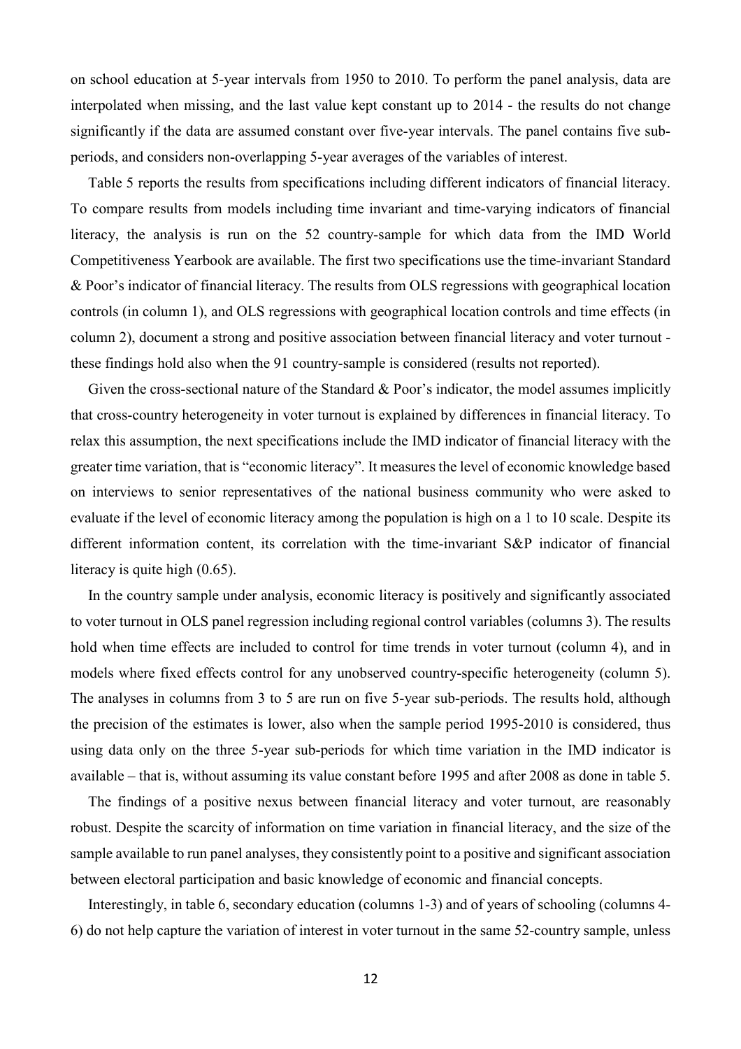on school education at 5-year intervals from 1950 to 2010. To perform the panel analysis, data are interpolated when missing, and the last value kept constant up to 2014 - the results do not change significantly if the data are assumed constant over five-year intervals. The panel contains five sub-periods, and considers non-overlapping 5-year averages of the variables of interest.

Table 5 reports the results from specifications including different indicators of financial literacy. To compare results from models including time invariant and time-varying indicators of financial literacy, the analysis is run on the 52 country-sample for which data from the IMD World Competitiveness Yearbook are available. The first two specifications use the time-invariant Standard & Poor's indicator of financial literacy. The results from OLS regressions with geographical location controls (in column 1), and OLS regressions with geographical location controls and time effects (in column 2), document a strong and positive association between financial literacy and voter turnout - these findings hold also when the 91 country-sample is considered (results not reported).

Given the cross-sectional nature of the Standard & Poor's indicator, the model assumes implicitly that cross-country heterogeneity in voter turnout is explained by differences in financial literacy. To relax this assumption, the next specifications include the IMD indicator of financial literacy with the greater time variation, that is "economic literacy". It measures the level of economic knowledge based on interviews to senior representatives of the national business community who were asked to evaluate if the level of economic literacy among the population is high on a 1 to 10 scale. Despite its different information content, its correlation with the time-invariant S&P indicator of financial literacy is quite high (0.65).

In the country sample under analysis, economic literacy is positively and significantly associated to voter turnout in OLS panel regression including regional control variables (columns 3). The results hold when time effects are included to control for time trends in voter turnout (column 4), and in models where fixed effects control for any unobserved country-specific heterogeneity (column 5). The analyses in columns from 3 to 5 are run on five 5-year sub-periods. The results hold, although the precision of the estimates is lower, also when the sample period 1995-2010 is considered, thus using data only on the three 5-year sub-periods for which time variation in the IMD indicator is available – that is, without assuming its value constant before 1995 and after 2008 as done in table 5.

The findings of a positive nexus between financial literacy and voter turnout, are reasonably robust. Despite the scarcity of information on time variation in financial literacy, and the size of the sample available to run panel analyses, they consistently point to a positive and significant association between electoral participation and basic knowledge of economic and financial concepts.

Interestingly, in table 6, secondary education (columns 1-3) and of years of schooling (columns 4-6) do not help capture the variation of interest in voter turnout in the same 52-country sample, unless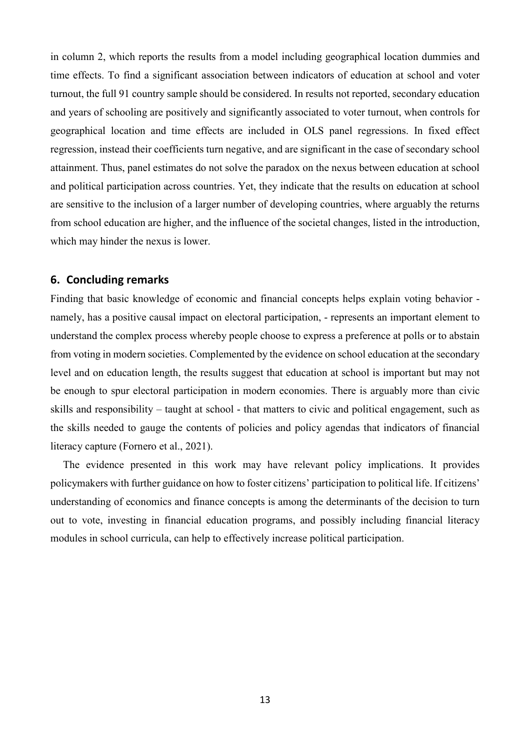in column 2, which reports the results from a model including geographical location dummies and time effects. To find a significant association between indicators of education at school and voter turnout, the full 91 country sample should be considered. In results not reported, secondary education and years of schooling are positively and significantly associated to voter turnout, when controls for geographical location and time effects are included in OLS panel regressions. In fixed effect regression, instead their coefficients turn negative, and are significant in the case of secondary school attainment. Thus, panel estimates do not solve the paradox on the nexus between education at school and political participation across countries. Yet, they indicate that the results on education at school are sensitive to the inclusion of a larger number of developing countries, where arguably the returns from school education are higher, and the influence of the societal changes, listed in the introduction, which may hinder the nexus is lower.

## 6. Concluding remarks

Finding that basic knowledge of economic and financial concepts helps explain voting behavior - namely, has a positive causal impact on electoral participation, - represents an important element to understand the complex process whereby people choose to express a preference at polls or to abstain from voting in modern societies. Complemented by the evidence on school education at the secondary level and on education length, the results suggest that education at school is important but may not be enough to spur electoral participation in modern economies. There is arguably more than civic skills and responsibility – taught at school - that matters to civic and political engagement, such as the skills needed to gauge the contents of policies and policy agendas that indicators of financial literacy capture (Fornero et al., 2021).

The evidence presented in this work may have relevant policy implications. It provides policymakers with further guidance on how to foster citizens' participation to political life. If citizens' understanding of economics and finance concepts is among the determinants of the decision to turn out to vote, investing in financial education programs, and possibly including financial literacy modules in school curricula, can help to effectively increase political participation.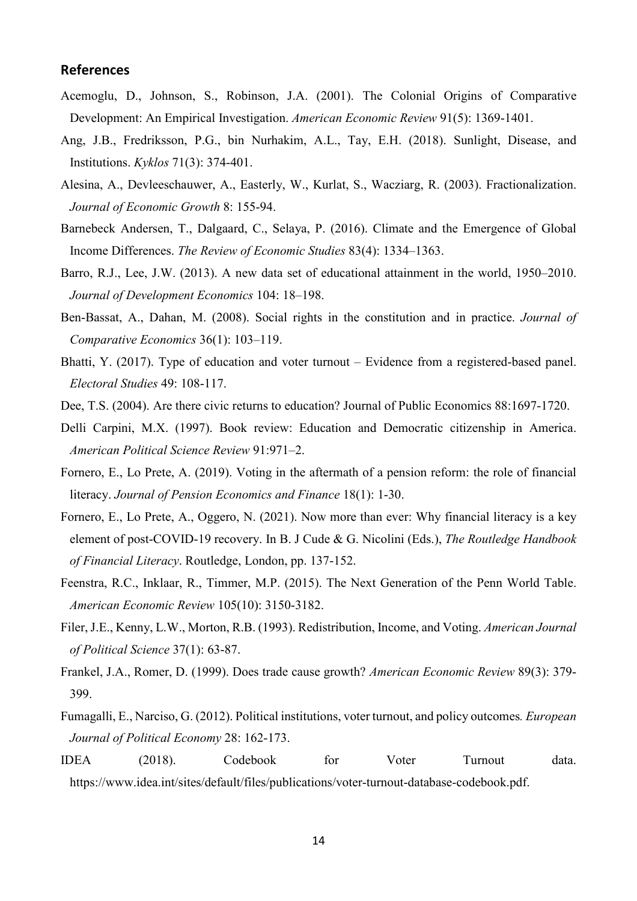## References

Acemoglu, D., Johnson, S., Robinson, J.A. (2001). The Colonial Origins of Comparative Development: An Empirical Investigation. *American Economic Review* 91(5): 1369-1401.

Ang, J.B., Fredriksson, P.G., bin Nurhakim, A.L., Tay, E.H. (2018). Sunlight, Disease, and Institutions. *Kyklos* 71(3): 374-401.

Alesina, A., Devleeschauwer, A., Easterly, W., Kurlat, S., Wacziarg, R. (2003). Fractionalization. *Journal of Economic Growth* 8: 155-94.

Barnebeck Andersen, T., Dalgaard, C., Selaya, P. (2016). Climate and the Emergence of Global Income Differences. *The Review of Economic Studies* 83(4): 1334–1363.

Barro, R.J., Lee, J.W. (2013). A new data set of educational attainment in the world, 1950–2010. *Journal of Development Economics* 104: 18–198.

Ben-Bassat, A., Dahan, M. (2008). Social rights in the constitution and in practice. *Journal of Comparative Economics* 36(1): 103–119.

Bhatti, Y. (2017). Type of education and voter turnout – Evidence from a registered-based panel. *Electoral Studies* 49: 108-117.

Dee, T.S. (2004). Are there civic returns to education? Journal of Public Economics 88:1697-1720.

Delli Carpini, M.X. (1997). Book review: Education and Democratic citizenship in America. *American Political Science Review* 91:971–2.

Fornero, E., Lo Prete, A. (2019). Voting in the aftermath of a pension reform: the role of financial literacy. *Journal of Pension Economics and Finance* 18(1): 1-30.

Fornero, E., Lo Prete, A., Oggero, N. (2021). Now more than ever: Why financial literacy is a key element of post-COVID-19 recovery. In B. J Cude & G. Nicolini (Eds.), *The Routledge Handbook of Financial Literacy*. Routledge, London, pp. 137-152.

Feenstra, R.C., Inklaar, R., Timmer, M.P. (2015). The Next Generation of the Penn World Table. *American Economic Review* 105(10): 3150-3182.

Filer, J.E., Kenny, L.W., Morton, R.B. (1993). Redistribution, Income, and Voting. *American Journal of Political Science* 37(1): 63-87.

Frankel, J.A., Romer, D. (1999). Does trade cause growth? *American Economic Review* 89(3): 379-399.

Fumagalli, E., Narciso, G. (2012). Political institutions, voter turnout, and policy outcomes. *European Journal of Political Economy* 28: 162-173.

IDEA (2018). Codebook for Voter Turnout data. https://www.idea.int/sites/default/files/publications/voter-turnout-database-codebook.pdf.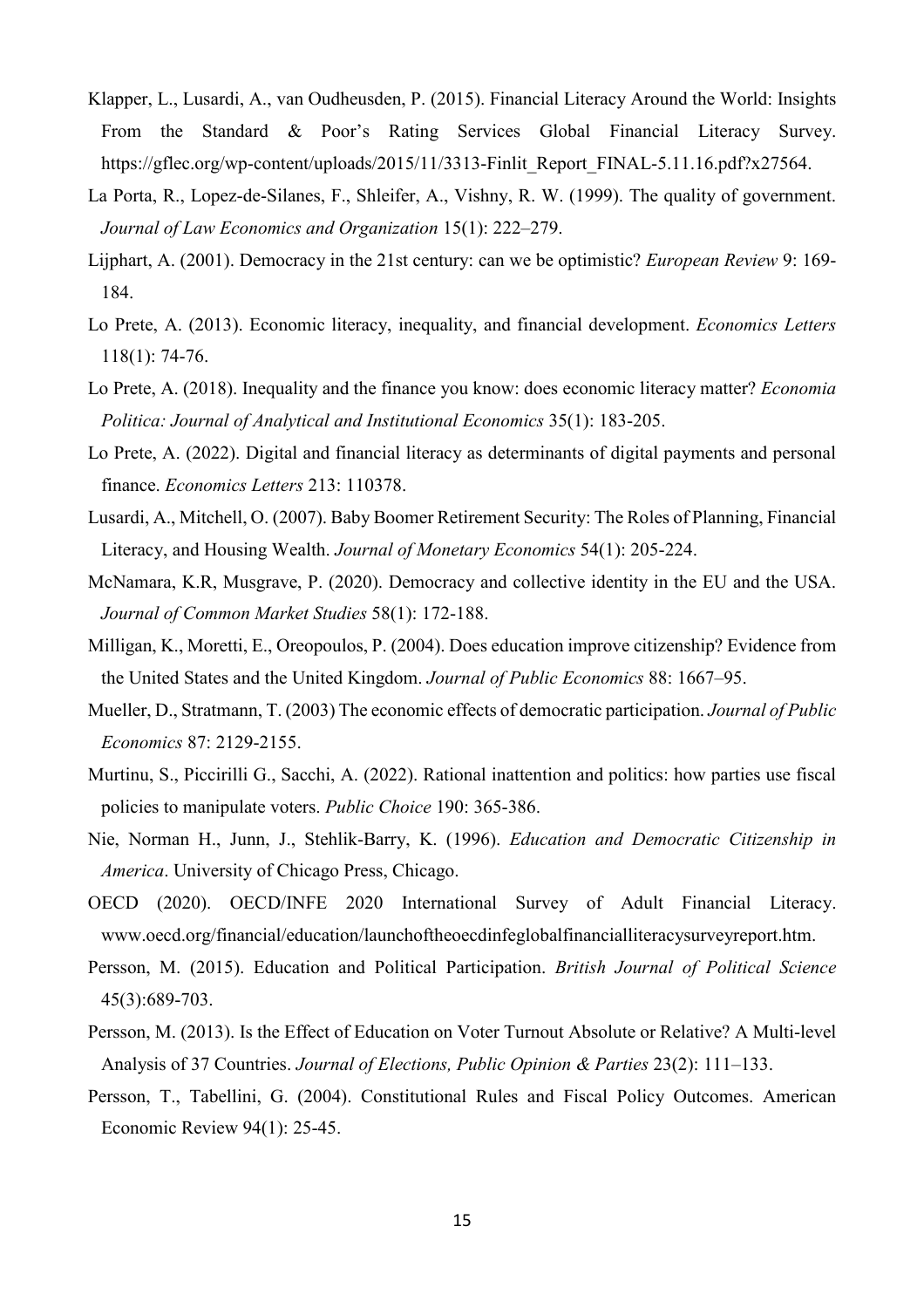Klapper, L., Lusardi, A., van Oudheusden, P. (2015). Financial Literacy Around the World: Insights From the Standard & Poor's Rating Services Global Financial Literacy Survey. https://gflec.org/wp-content/uploads/2015/11/3313-Finlit_Report_FINAL-5.11.16.pdf?x27564.

La Porta, R., Lopez-de-Silanes, F., Shleifer, A., Vishny, R. W. (1999). The quality of government. *Journal of Law Economics and Organization* 15(1): 222–279.

Lijphart, A. (2001). Democracy in the 21st century: can we be optimistic? *European Review* 9: 169-184.

Lo Prete, A. (2013). Economic literacy, inequality, and financial development. *Economics Letters* 118(1): 74-76.

Lo Prete, A. (2018). Inequality and the finance you know: does economic literacy matter? *Economia Politica: Journal of Analytical and Institutional Economics* 35(1): 183-205.

Lo Prete, A. (2022). Digital and financial literacy as determinants of digital payments and personal finance. *Economics Letters* 213: 110378.

Lusardi, A., Mitchell, O. (2007). Baby Boomer Retirement Security: The Roles of Planning, Financial Literacy, and Housing Wealth. *Journal of Monetary Economics* 54(1): 205-224.

McNamara, K.R, Musgrave, P. (2020). Democracy and collective identity in the EU and the USA. *Journal of Common Market Studies* 58(1): 172-188.

Milligan, K., Moretti, E., Oreopoulos, P. (2004). Does education improve citizenship? Evidence from the United States and the United Kingdom. *Journal of Public Economics* 88: 1667–95.

Mueller, D., Stratmann, T. (2003) The economic effects of democratic participation. *Journal of Public Economics* 87: 2129-2155.

Murtinu, S., Piccirilli G., Sacchi, A. (2022). Rational inattention and politics: how parties use fiscal policies to manipulate voters. *Public Choice* 190: 365-386.

Nie, Norman H., Junn, J., Stehlik-Barry, K. (1996). *Education and Democratic Citizenship in America*. University of Chicago Press, Chicago.

OECD (2020). OECD/INFE 2020 International Survey of Adult Financial Literacy. www.oecd.org/financial/education/launchoftheoecdinfeglobalfinancialliteracysurveyreport.htm.

Persson, M. (2015). Education and Political Participation. *British Journal of Political Science* 45(3):689-703.

Persson, M. (2013). Is the Effect of Education on Voter Turnout Absolute or Relative? A Multi-level Analysis of 37 Countries. *Journal of Elections, Public Opinion & Parties* 23(2): 111–133.

Persson, T., Tabellini, G. (2004). Constitutional Rules and Fiscal Policy Outcomes. American Economic Review 94(1): 25-45.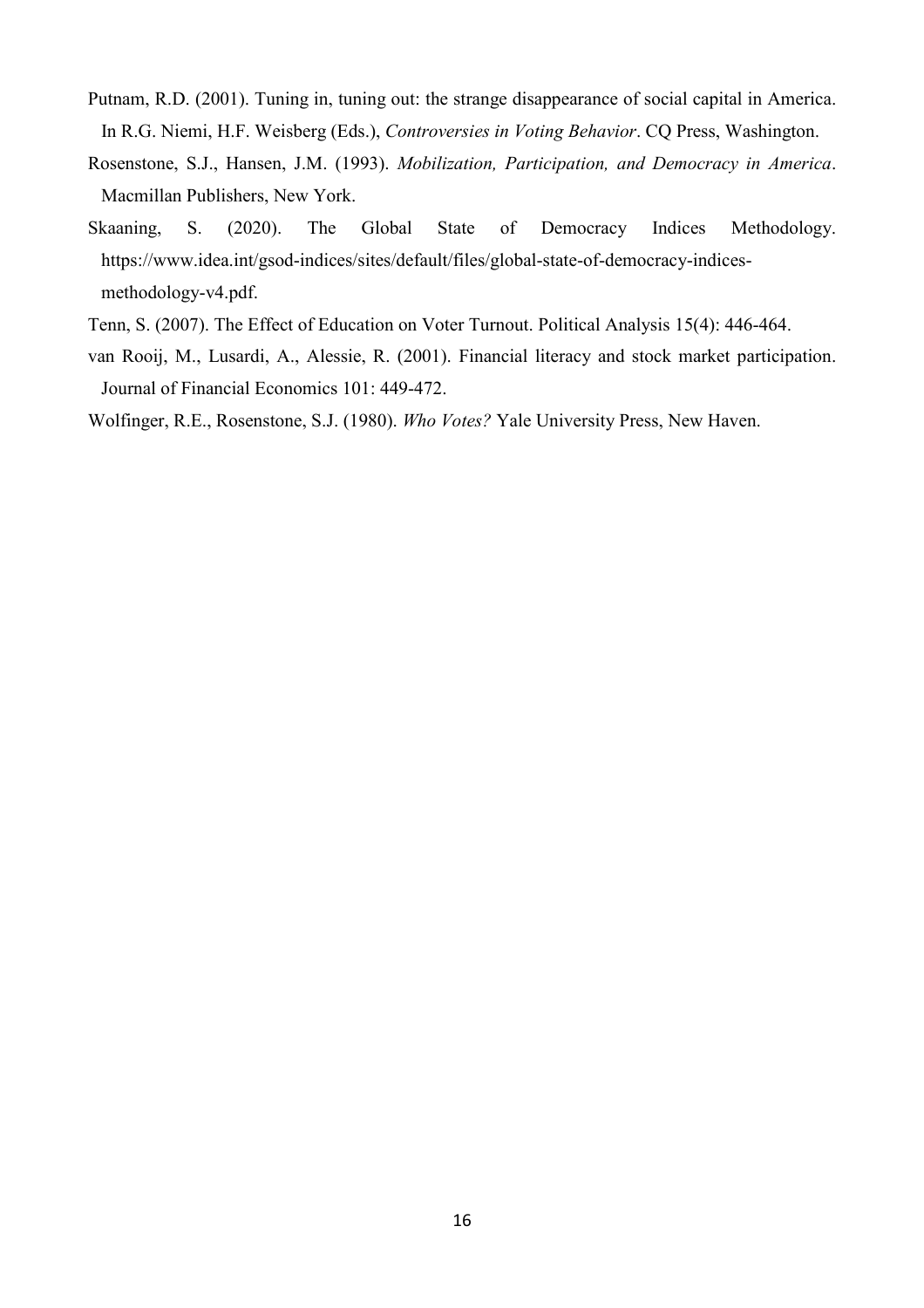Putnam, R.D. (2001). Tuning in, tuning out: the strange disappearance of social capital in America. In R.G. Niemi, H.F. Weisberg (Eds.), *Controversies in Voting Behavior*. CQ Press, Washington.

Rosenstone, S.J., Hansen, J.M. (1993). *Mobilization, Participation, and Democracy in America*. Macmillan Publishers, New York.

Skaaning, S. (2020). The Global State of Democracy Indices Methodology. https://www.idea.int/gsod-indices/sites/default/files/global-state-of-democracy-indices-methodology-v4.pdf.

Tenn, S. (2007). The Effect of Education on Voter Turnout. Political Analysis 15(4): 446-464.

van Rooij, M., Lusardi, A., Alessie, R. (2001). Financial literacy and stock market participation. Journal of Financial Economics 101: 449-472.

Wolfinger, R.E., Rosenstone, S.J. (1980). *Who Votes?* Yale University Press, New Haven.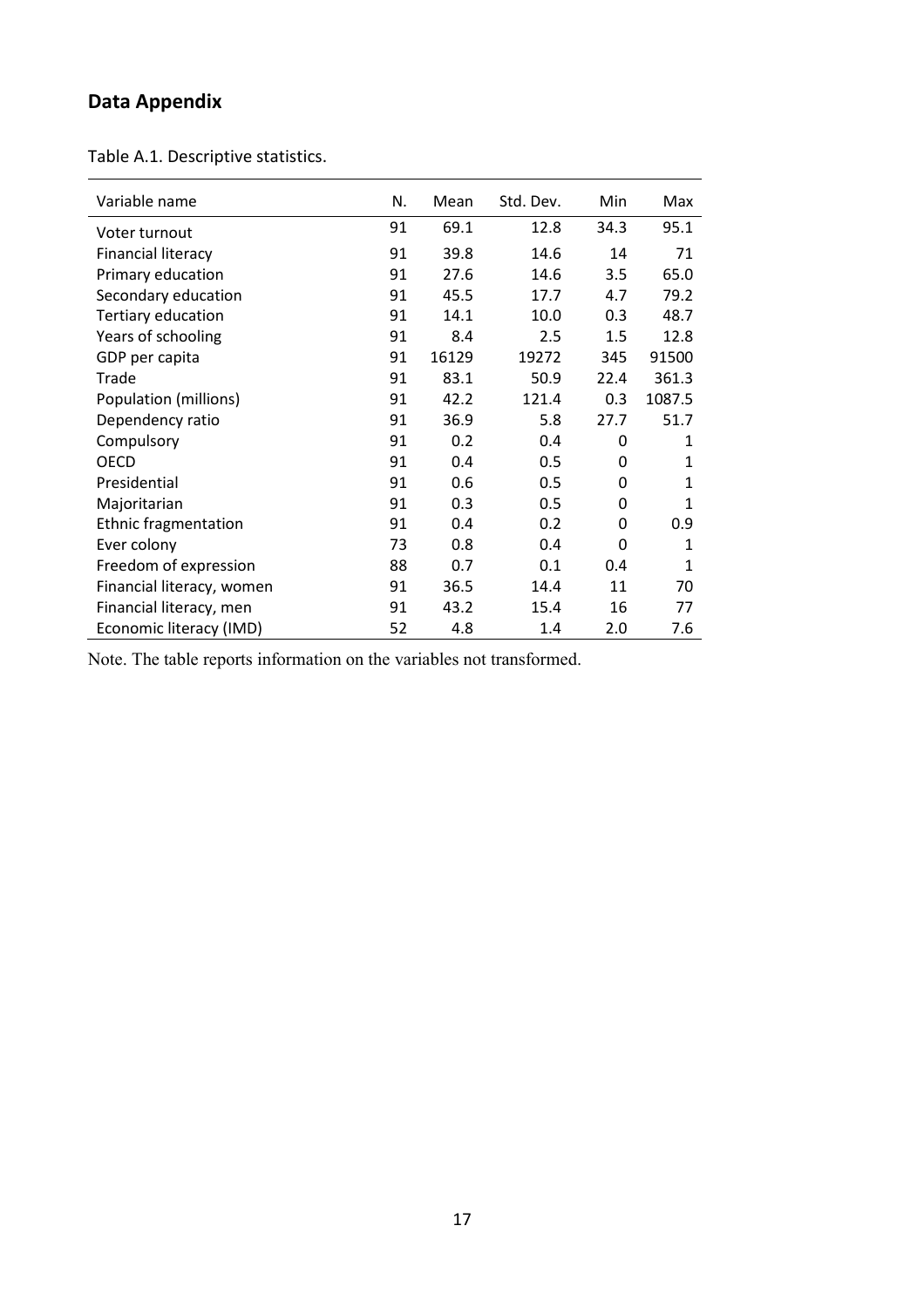## Data Appendix

Table A.1. Descriptive statistics.

| Variable name | N. | Mean | Std. Dev. | Min | Max |
|---|---|---|---|---|---|
| Voter turnout | 91 | 69.1 | 12.8 | 34.3 | 95.1 |
| Financial literacy | 91 | 39.8 | 14.6 | 14 | 71 |
| Primary education | 91 | 27.6 | 14.6 | 3.5 | 65.0 |
| Secondary education | 91 | 45.5 | 17.7 | 4.7 | 79.2 |
| Tertiary education | 91 | 14.1 | 10.0 | 0.3 | 48.7 |
| Years of schooling | 91 | 8.4 | 2.5 | 1.5 | 12.8 |
| GDP per capita | 91 | 16129 | 19272 | 345 | 91500 |
| Trade | 91 | 83.1 | 50.9 | 22.4 | 361.3 |
| Population (millions) | 91 | 42.2 | 121.4 | 0.3 | 1087.5 |
| Dependency ratio | 91 | 36.9 | 5.8 | 27.7 | 51.7 |
| Compulsory | 91 | 0.2 | 0.4 | 0 | 1 |
| OECD | 91 | 0.4 | 0.5 | 0 | 1 |
| Presidential | 91 | 0.6 | 0.5 | 0 | 1 |
| Majoritarian | 91 | 0.3 | 0.5 | 0 | 1 |
| Ethnic fragmentation | 91 | 0.4 | 0.2 | 0 | 0.9 |
| Ever colony | 73 | 0.8 | 0.4 | 0 | 1 |
| Freedom of expression | 88 | 0.7 | 0.1 | 0.4 | 1 |
| Financial literacy, women | 91 | 36.5 | 14.4 | 11 | 70 |
| Financial literacy, men | 91 | 43.2 | 15.4 | 16 | 77 |
| Economic literacy (IMD) | 52 | 4.8 | 1.4 | 2.0 | 7.6 |

Note. The table reports information on the variables not transformed.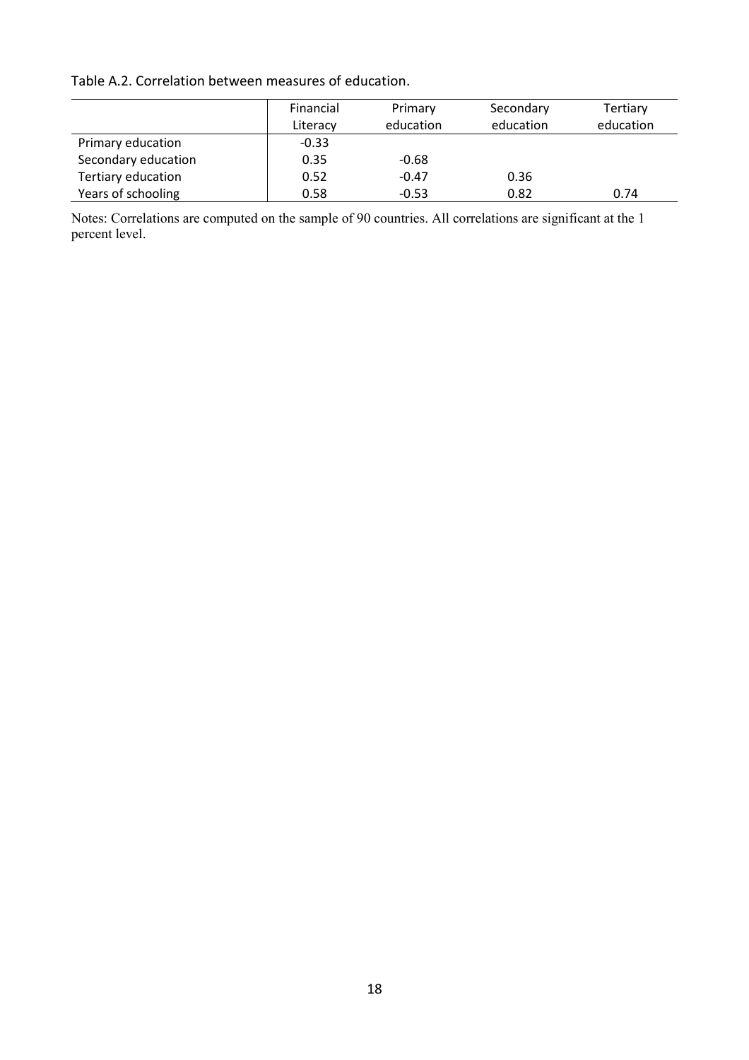Table A.2. Correlation between measures of education.

| | Financial Literacy | Primary education | Secondary education | Tertiary education |
|---|---|---|---|---|
| Primary education | -0.33 | | | |
| Secondary education | 0.35 | -0.68 | | |
| Tertiary education | 0.52 | -0.47 | 0.36 | |
| Years of schooling | 0.58 | -0.53 | 0.82 | 0.74 |

Notes: Correlations are computed on the sample of 90 countries. All correlations are significant at the 1 percent level.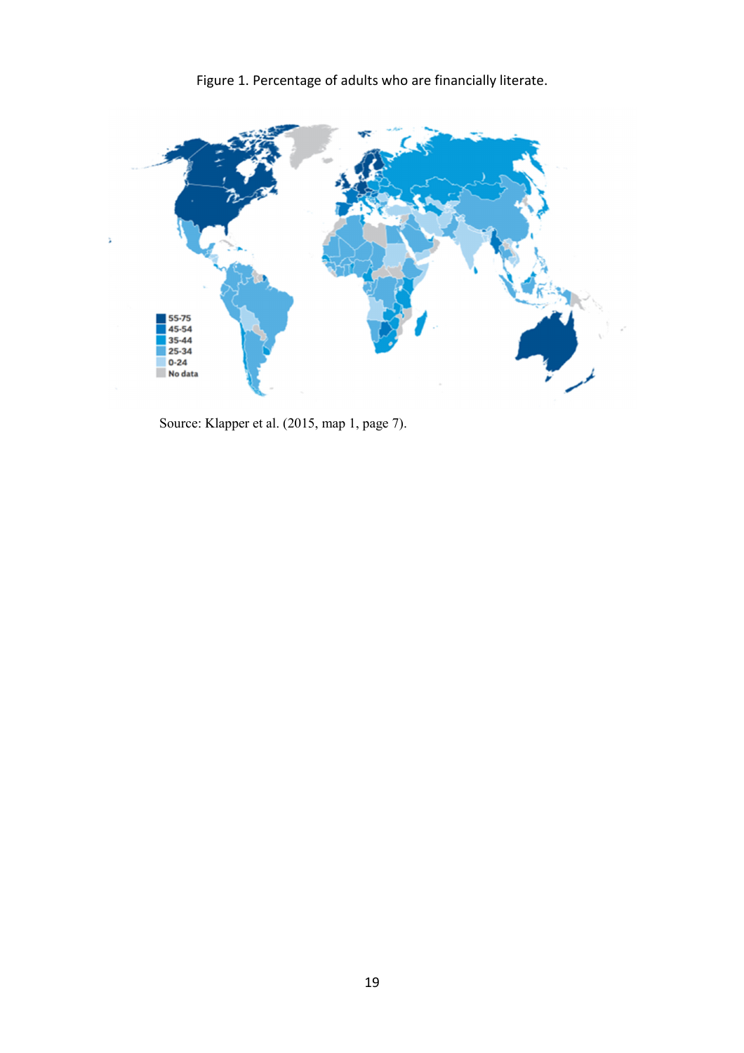Figure 1. Percentage of adults who are financially literate.

Source: Klapper et al. (2015, map 1, page 7).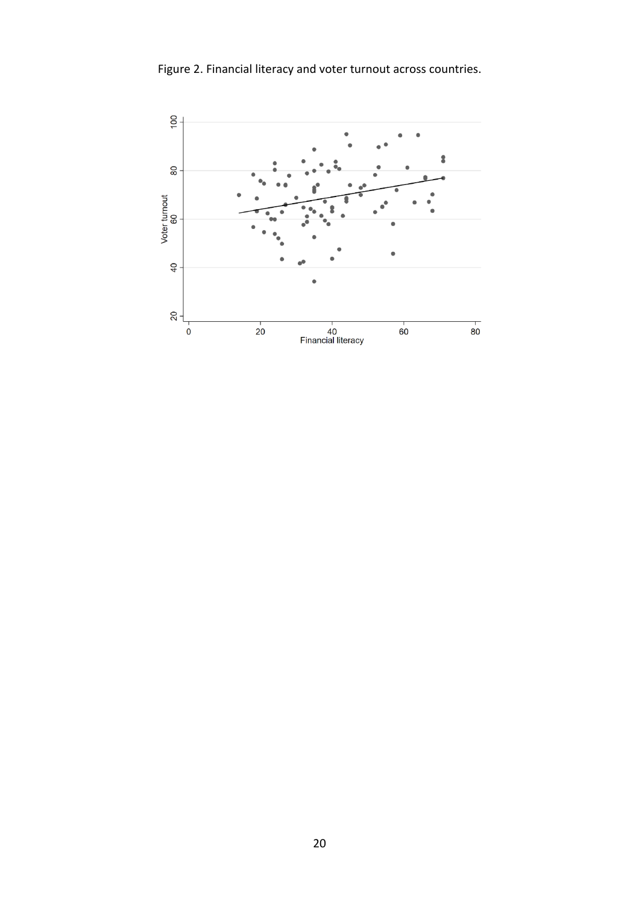Figure 2. Financial literacy and voter turnout across countries.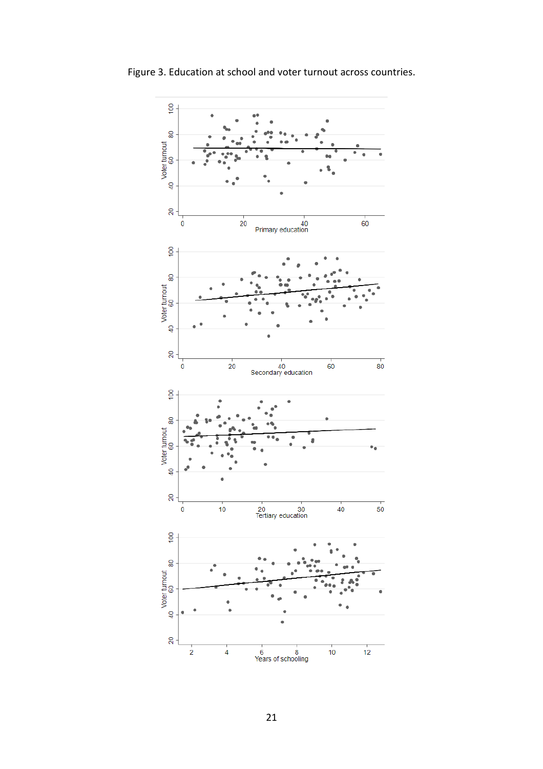Figure 3. Education at school and voter turnout across countries.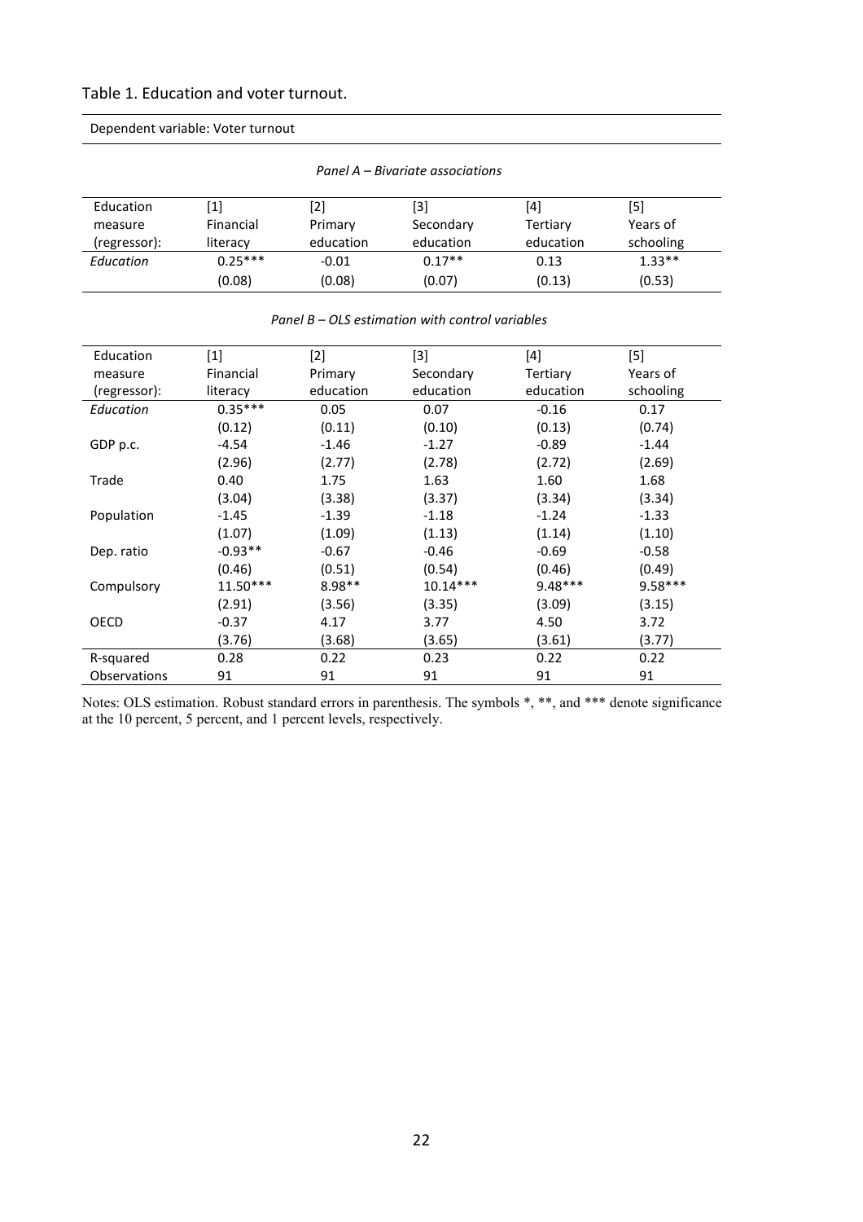Table 1. Education and voter turnout.

Dependent variable: Voter turnout

*Panel A – Bivariate associations*

| Education measure (regressor): | [1] Financial literacy | [2] Primary education | [3] Secondary education | [4] Tertiary education | [5] Years of schooling |
|---|---|---|---|---|---|
| *Education* | 0.25*** | -0.01 | 0.17** | 0.13 | 1.33** |
| | (0.08) | (0.08) | (0.07) | (0.13) | (0.53) |

*Panel B – OLS estimation with control variables*

| Education measure (regressor): | [1] Financial literacy | [2] Primary education | [3] Secondary education | [4] Tertiary education | [5] Years of schooling |
|---|---|---|---|---|---|
| *Education* | 0.35*** | 0.05 | 0.07 | -0.16 | 0.17 |
| | (0.12) | (0.11) | (0.10) | (0.13) | (0.74) |
| GDP p.c. | -4.54 | -1.46 | -1.27 | -0.89 | -1.44 |
| | (2.96) | (2.77) | (2.78) | (2.72) | (2.69) |
| Trade | 0.40 | 1.75 | 1.63 | 1.60 | 1.68 |
| | (3.04) | (3.38) | (3.37) | (3.34) | (3.34) |
| Population | -1.45 | -1.39 | -1.18 | -1.24 | -1.33 |
| | (1.07) | (1.09) | (1.13) | (1.14) | (1.10) |
| Dep. ratio | -0.93** | -0.67 | -0.46 | -0.69 | -0.58 |
| | (0.46) | (0.51) | (0.54) | (0.46) | (0.49) |
| Compulsory | 11.50*** | 8.98** | 10.14*** | 9.48*** | 9.58*** |
| | (2.91) | (3.56) | (3.35) | (3.09) | (3.15) |
| OECD | -0.37 | 4.17 | 3.77 | 4.50 | 3.72 |
| | (3.76) | (3.68) | (3.65) | (3.61) | (3.77) |
| R-squared | 0.28 | 0.22 | 0.23 | 0.22 | 0.22 |
| Observations | 91 | 91 | 91 | 91 | 91 |

Notes: OLS estimation. Robust standard errors in parenthesis. The symbols *, **, and *** denote significance at the 10 percent, 5 percent, and 1 percent levels, respectively.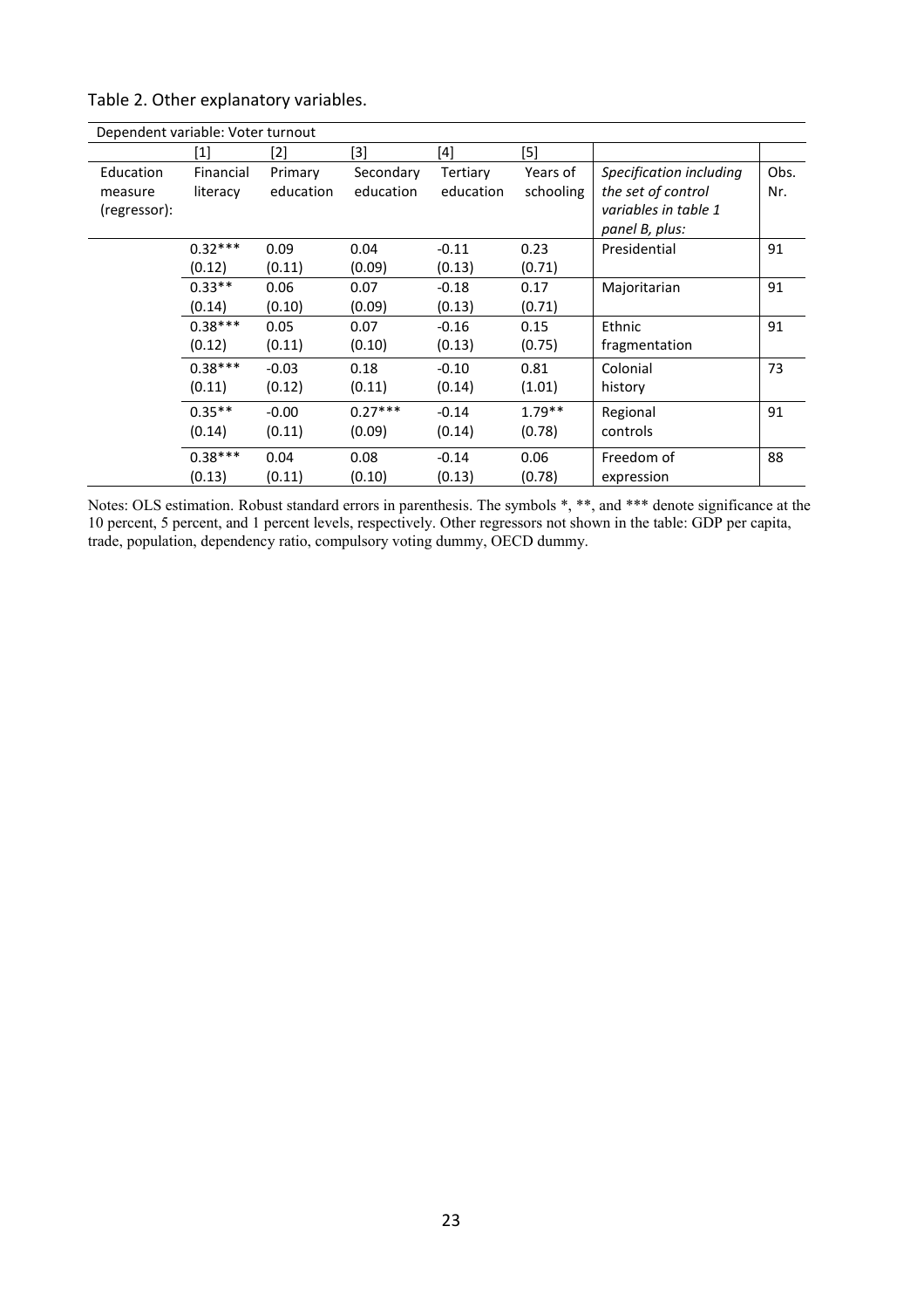Table 2. Other explanatory variables.

| Dependent variable: Voter turnout | | | | | | | |
|---|---|---|---|---|---|---|---|
| | [1] | [2] | [3] | [4] | [5] | | |
| Education measure (regressor): | Financial literacy | Primary education | Secondary education | Tertiary education | Years of schooling | *Specification including the set of control variables in table 1 panel B, plus:* | Obs. Nr. |
| | 0.32***<br>(0.12) | 0.09<br>(0.11) | 0.04<br>(0.09) | -0.11<br>(0.13) | 0.23<br>(0.71) | Presidential | 91 |
| | 0.33**<br>(0.14) | 0.06<br>(0.10) | 0.07<br>(0.09) | -0.18<br>(0.13) | 0.17<br>(0.71) | Majoritarian | 91 |
| | 0.38***<br>(0.12) | 0.05<br>(0.11) | 0.07<br>(0.10) | -0.16<br>(0.13) | 0.15<br>(0.75) | Ethnic fragmentation | 91 |
| | 0.38***<br>(0.11) | -0.03<br>(0.12) | 0.18<br>(0.11) | -0.10<br>(0.14) | 0.81<br>(1.01) | Colonial history | 73 |
| | 0.35**<br>(0.14) | -0.00<br>(0.11) | 0.27***<br>(0.09) | -0.14<br>(0.14) | 1.79**<br>(0.78) | Regional controls | 91 |
| | 0.38***<br>(0.13) | 0.04<br>(0.11) | 0.08<br>(0.10) | -0.14<br>(0.13) | 0.06<br>(0.78) | Freedom of expression | 88 |

Notes: OLS estimation. Robust standard errors in parenthesis. The symbols *, **, and *** denote significance at the 10 percent, 5 percent, and 1 percent levels, respectively. Other regressors not shown in the table: GDP per capita, trade, population, dependency ratio, compulsory voting dummy, OECD dummy.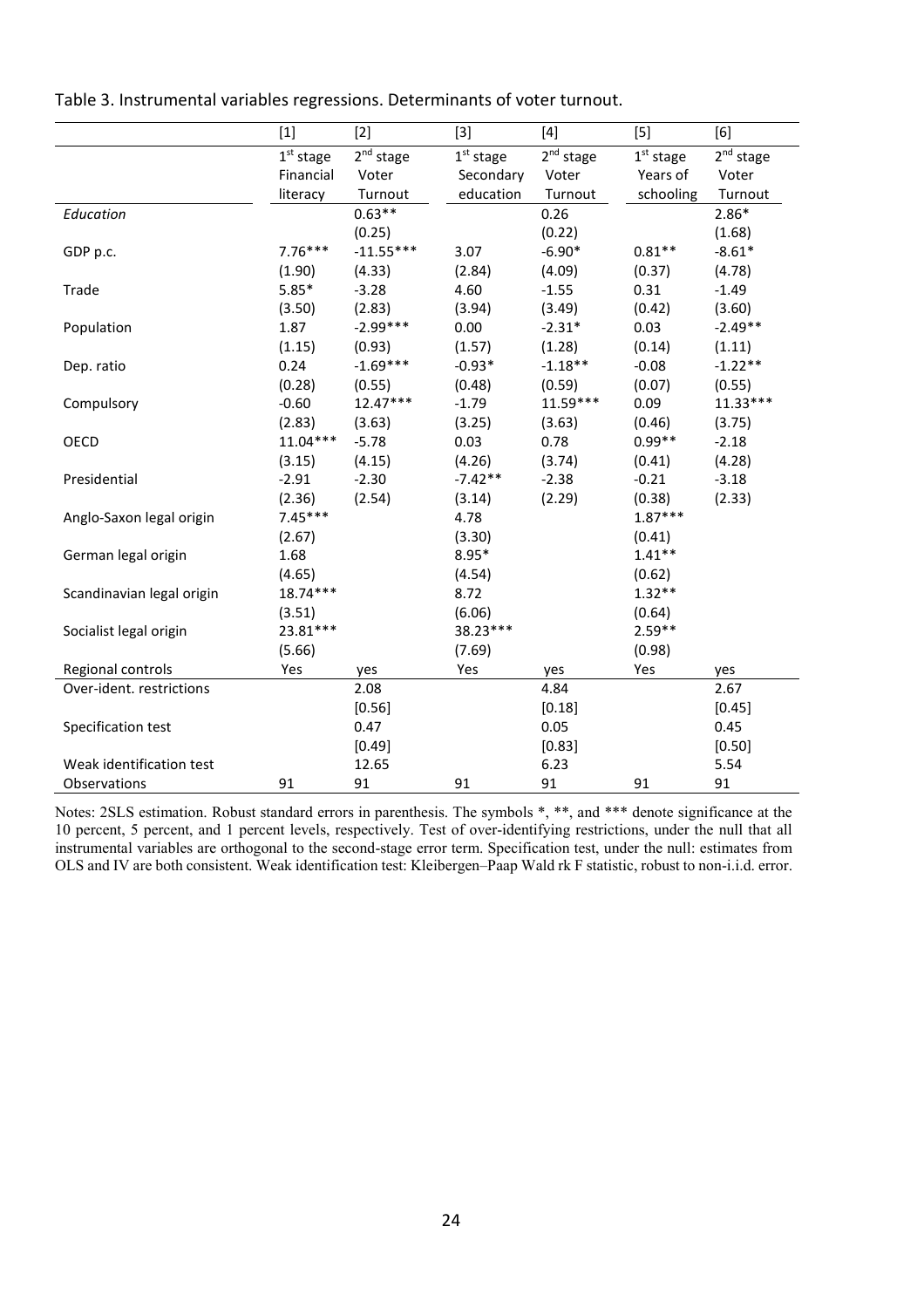Table 3. Instrumental variables regressions. Determinants of voter turnout.

| | [1] | [2] | [3] | [4] | [5] | [6] |
|---|---|---|---|---|---|---|
| | 1st stage Financial literacy | 2nd stage Voter Turnout | 1st stage Secondary education | 2nd stage Voter Turnout | 1st stage Years of schooling | 2nd stage Voter Turnout |
| *Education* | | 0.63** | | 0.26 | | 2.86* |
| | | (0.25) | | (0.22) | | (1.68) |
| GDP p.c. | 7.76*** | -11.55*** | 3.07 | -6.90* | 0.81** | -8.61* |
| | (1.90) | (4.33) | (2.84) | (4.09) | (0.37) | (4.78) |
| Trade | 5.85* | -3.28 | 4.60 | -1.55 | 0.31 | -1.49 |
| | (3.50) | (2.83) | (3.94) | (3.49) | (0.42) | (3.60) |
| Population | 1.87 | -2.99*** | 0.00 | -2.31* | 0.03 | -2.49** |
| | (1.15) | (0.93) | (1.57) | (1.28) | (0.14) | (1.11) |
| Dep. ratio | 0.24 | -1.69*** | -0.93* | -1.18** | -0.08 | -1.22** |
| | (0.28) | (0.55) | (0.48) | (0.59) | (0.07) | (0.55) |
| Compulsory | -0.60 | 12.47*** | -1.79 | 11.59*** | 0.09 | 11.33*** |
| | (2.83) | (3.63) | (3.25) | (3.63) | (0.46) | (3.75) |
| OECD | 11.04*** | -5.78 | 0.03 | 0.78 | 0.99** | -2.18 |
| | (3.15) | (4.15) | (4.26) | (3.74) | (0.41) | (4.28) |
| Presidential | -2.91 | -2.30 | -7.42** | -2.38 | -0.21 | -3.18 |
| | (2.36) | (2.54) | (3.14) | (2.29) | (0.38) | (2.33) |
| Anglo-Saxon legal origin | 7.45*** | | 4.78 | | 1.87*** | |
| | (2.67) | | (3.30) | | (0.41) | |
| German legal origin | 1.68 | | 8.95* | | 1.41** | |
| | (4.65) | | (4.54) | | (0.62) | |
| Scandinavian legal origin | 18.74*** | | 8.72 | | 1.32** | |
| | (3.51) | | (6.06) | | (0.64) | |
| Socialist legal origin | 23.81*** | | 38.23*** | | 2.59** | |
| | (5.66) | | (7.69) | | (0.98) | |
| Regional controls | Yes | yes | Yes | yes | Yes | yes |
| Over-ident. restrictions | | 2.08 | | 4.84 | | 2.67 |
| | | [0.56] | | [0.18] | | [0.45] |
| Specification test | | 0.47 | | 0.05 | | 0.45 |
| | | [0.49] | | [0.83] | | [0.50] |
| Weak identification test | | 12.65 | | 6.23 | | 5.54 |
| Observations | 91 | 91 | 91 | 91 | 91 | 91 |

Notes: 2SLS estimation. Robust standard errors in parenthesis. The symbols *, **, and *** denote significance at the 10 percent, 5 percent, and 1 percent levels, respectively. Test of over-identifying restrictions, under the null that all instrumental variables are orthogonal to the second-stage error term. Specification test, under the null: estimates from OLS and IV are both consistent. Weak identification test: Kleibergen–Paap Wald rk F statistic, robust to non-i.i.d. error.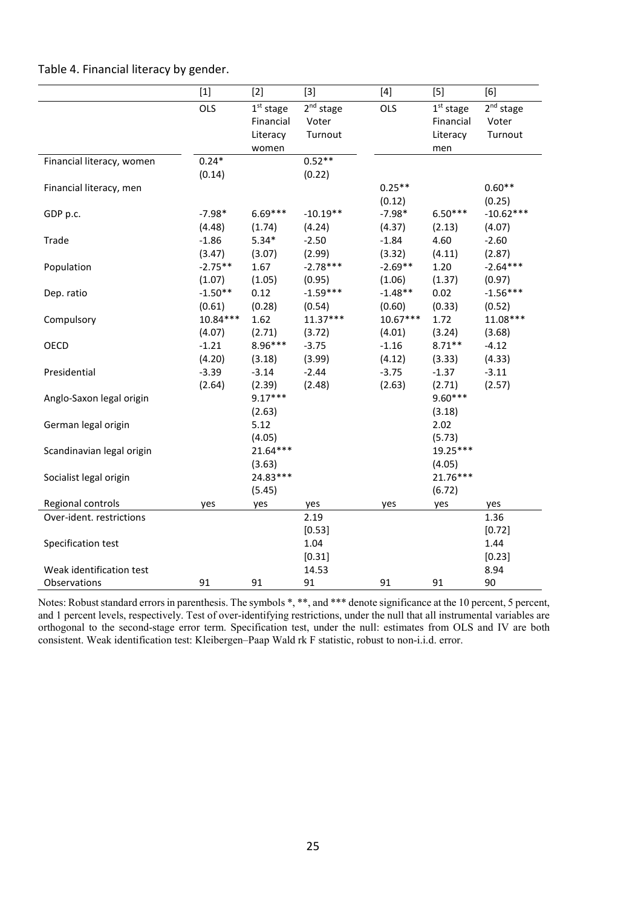Table 4. Financial literacy by gender.

| | [1] | [2] | [3] | [4] | [5] | [6] |
|---|---|---|---|---|---|---|
| | OLS | 1st stage Financial Literacy women | 2nd stage Voter Turnout | OLS | 1st stage Financial Literacy men | 2nd stage Voter Turnout |
| Financial literacy, women | 0.24* | | 0.52** | | | |
| | (0.14) | | (0.22) | | | |
| Financial literacy, men | | | | 0.25** | | 0.60** |
| | | | | (0.12) | | (0.25) |
| GDP p.c. | -7.98* | 6.69*** | -10.19** | -7.98* | 6.50*** | -10.62*** |
| | (4.48) | (1.74) | (4.24) | (4.37) | (2.13) | (4.07) |
| Trade | -1.86 | 5.34* | -2.50 | -1.84 | 4.60 | -2.60 |
| | (3.47) | (3.07) | (2.99) | (3.32) | (4.11) | (2.87) |
| Population | -2.75** | 1.67 | -2.78*** | -2.69** | 1.20 | -2.64*** |
| | (1.07) | (1.05) | (0.95) | (1.06) | (1.37) | (0.97) |
| Dep. ratio | -1.50** | 0.12 | -1.59*** | -1.48** | 0.02 | -1.56*** |
| | (0.61) | (0.28) | (0.54) | (0.60) | (0.33) | (0.52) |
| Compulsory | 10.84*** | 1.62 | 11.37*** | 10.67*** | 1.72 | 11.08*** |
| | (4.07) | (2.71) | (3.72) | (4.01) | (3.24) | (3.68) |
| OECD | -1.21 | 8.96*** | -3.75 | -1.16 | 8.71** | -4.12 |
| | (4.20) | (3.18) | (3.99) | (4.12) | (3.33) | (4.33) |
| Presidential | -3.39 | -3.14 | -2.44 | -3.75 | -1.37 | -3.11 |
| | (2.64) | (2.39) | (2.48) | (2.63) | (2.71) | (2.57) |
| Anglo-Saxon legal origin | | 9.17*** | | | 9.60*** | |
| | | (2.63) | | | (3.18) | |
| German legal origin | | 5.12 | | | 2.02 | |
| | | (4.05) | | | (5.73) | |
| Scandinavian legal origin | | 21.64*** | | | 19.25*** | |
| | | (3.63) | | | (4.05) | |
| Socialist legal origin | | 24.83*** | | | 21.76*** | |
| | | (5.45) | | | (6.72) | |
| Regional controls | yes | yes | yes | yes | yes | yes |
| Over-ident. restrictions | | | 2.19 | | | 1.36 |
| | | | [0.53] | | | [0.72] |
| Specification test | | | 1.04 | | | 1.44 |
| | | | [0.31] | | | [0.23] |
| Weak identification test | | | 14.53 | | | 8.94 |
| Observations | 91 | 91 | 91 | 91 | 91 | 90 |

Notes: Robust standard errors in parenthesis. The symbols *, **, and *** denote significance at the 10 percent, 5 percent, and 1 percent levels, respectively. Test of over-identifying restrictions, under the null that all instrumental variables are orthogonal to the second-stage error term. Specification test, under the null: estimates from OLS and IV are both consistent. Weak identification test: Kleibergen–Paap Wald rk F statistic, robust to non-i.i.d. error.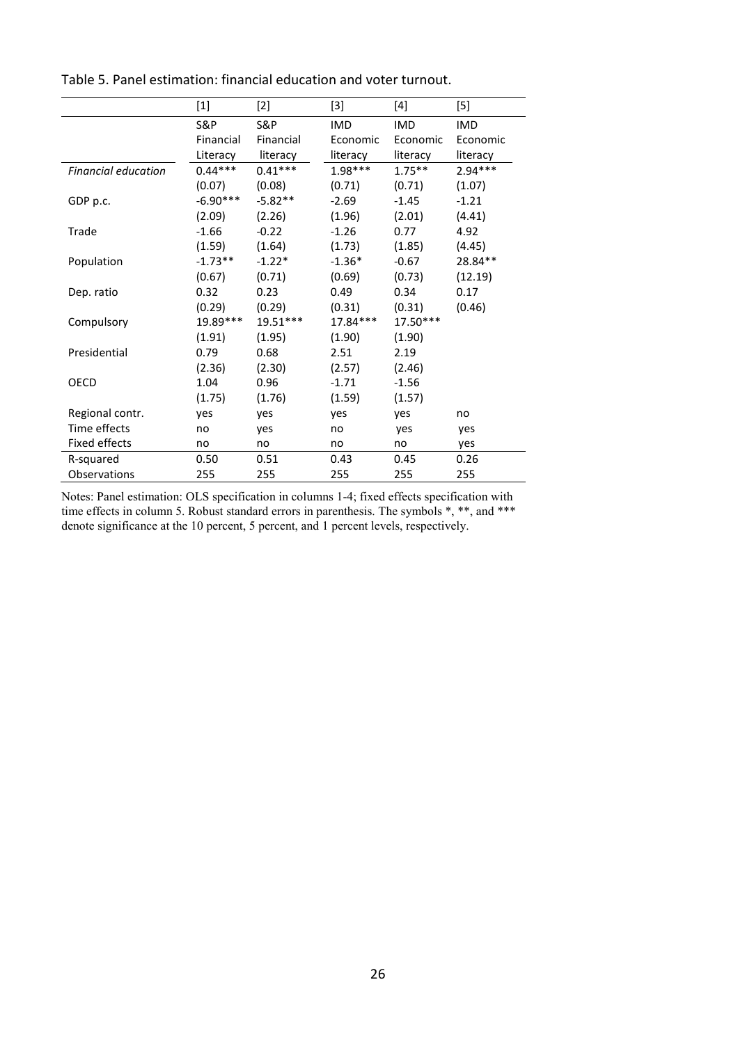Table 5. Panel estimation: financial education and voter turnout.

| | [1] | [2] | [3] | [4] | [5] |
|---|---|---|---|---|---|
| | S&P Financial Literacy | S&P Financial literacy | IMD Economic literacy | IMD Economic literacy | IMD Economic literacy |
| *Financial education* | 0.44*** | 0.41*** | 1.98*** | 1.75** | 2.94*** |
| | (0.07) | (0.08) | (0.71) | (0.71) | (1.07) |
| GDP p.c. | -6.90*** | -5.82** | -2.69 | -1.45 | -1.21 |
| | (2.09) | (2.26) | (1.96) | (2.01) | (4.41) |
| Trade | -1.66 | -0.22 | -1.26 | 0.77 | 4.92 |
| | (1.59) | (1.64) | (1.73) | (1.85) | (4.45) |
| Population | -1.73** | -1.22* | -1.36* | -0.67 | 28.84** |
| | (0.67) | (0.71) | (0.69) | (0.73) | (12.19) |
| Dep. ratio | 0.32 | 0.23 | 0.49 | 0.34 | 0.17 |
| | (0.29) | (0.29) | (0.31) | (0.31) | (0.46) |
| Compulsory | 19.89*** | 19.51*** | 17.84*** | 17.50*** | |
| | (1.91) | (1.95) | (1.90) | (1.90) | |
| Presidential | 0.79 | 0.68 | 2.51 | 2.19 | |
| | (2.36) | (2.30) | (2.57) | (2.46) | |
| OECD | 1.04 | 0.96 | -1.71 | -1.56 | |
| | (1.75) | (1.76) | (1.59) | (1.57) | |
| Regional contr. | yes | yes | yes | yes | no |
| Time effects | no | yes | no | yes | yes |
| Fixed effects | no | no | no | no | yes |
| R-squared | 0.50 | 0.51 | 0.43 | 0.45 | 0.26 |
| Observations | 255 | 255 | 255 | 255 | 255 |

Notes: Panel estimation: OLS specification in columns 1-4; fixed effects specification with time effects in column 5. Robust standard errors in parenthesis. The symbols *, **, and *** denote significance at the 10 percent, 5 percent, and 1 percent levels, respectively.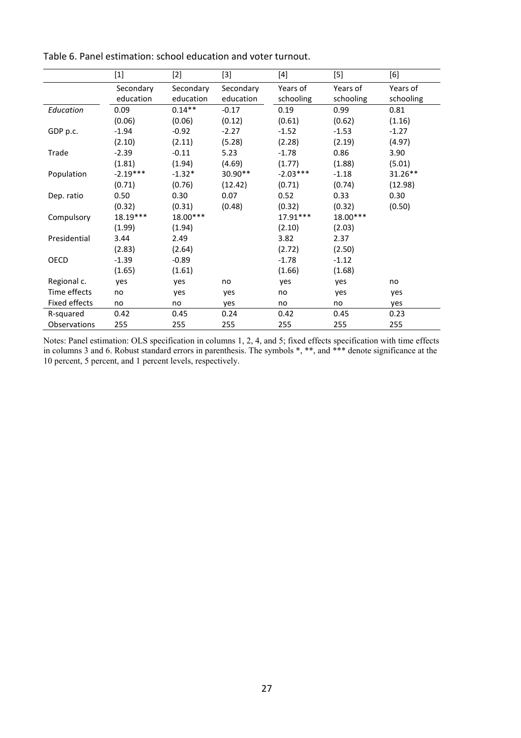Table 6. Panel estimation: school education and voter turnout.

| | [1] | [2] | [3] | [4] | [5] | [6] |
|---|---|---|---|---|---|---|
| | Secondary education | Secondary education | Secondary education | Years of schooling | Years of schooling | Years of schooling |
| *Education* | 0.09 | 0.14** | -0.17 | 0.19 | 0.99 | 0.81 |
| | (0.06) | (0.06) | (0.12) | (0.61) | (0.62) | (1.16) |
| GDP p.c. | -1.94 | -0.92 | -2.27 | -1.52 | -1.53 | -1.27 |
| | (2.10) | (2.11) | (5.28) | (2.28) | (2.19) | (4.97) |
| Trade | -2.39 | -0.11 | 5.23 | -1.78 | 0.86 | 3.90 |
| | (1.81) | (1.94) | (4.69) | (1.77) | (1.88) | (5.01) |
| Population | -2.19*** | -1.32* | 30.90** | -2.03*** | -1.18 | 31.26** |
| | (0.71) | (0.76) | (12.42) | (0.71) | (0.74) | (12.98) |
| Dep. ratio | 0.50 | 0.30 | 0.07 | 0.52 | 0.33 | 0.30 |
| | (0.32) | (0.31) | (0.48) | (0.32) | (0.32) | (0.50) |
| Compulsory | 18.19*** | 18.00*** | | 17.91*** | 18.00*** | |
| | (1.99) | (1.94) | | (2.10) | (2.03) | |
| Presidential | 3.44 | 2.49 | | 3.82 | 2.37 | |
| | (2.83) | (2.64) | | (2.72) | (2.50) | |
| OECD | -1.39 | -0.89 | | -1.78 | -1.12 | |
| | (1.65) | (1.61) | | (1.66) | (1.68) | |
| Regional c. | yes | yes | no | yes | yes | no |
| Time effects | no | yes | yes | no | yes | yes |
| Fixed effects | no | no | yes | no | no | yes |
| R-squared | 0.42 | 0.45 | 0.24 | 0.42 | 0.45 | 0.23 |
| Observations | 255 | 255 | 255 | 255 | 255 | 255 |

Notes: Panel estimation: OLS specification in columns 1, 2, 4, and 5; fixed effects specification with time effects in columns 3 and 6. Robust standard errors in parenthesis. The symbols *, **, and *** denote significance at the 10 percent, 5 percent, and 1 percent levels, respectively.